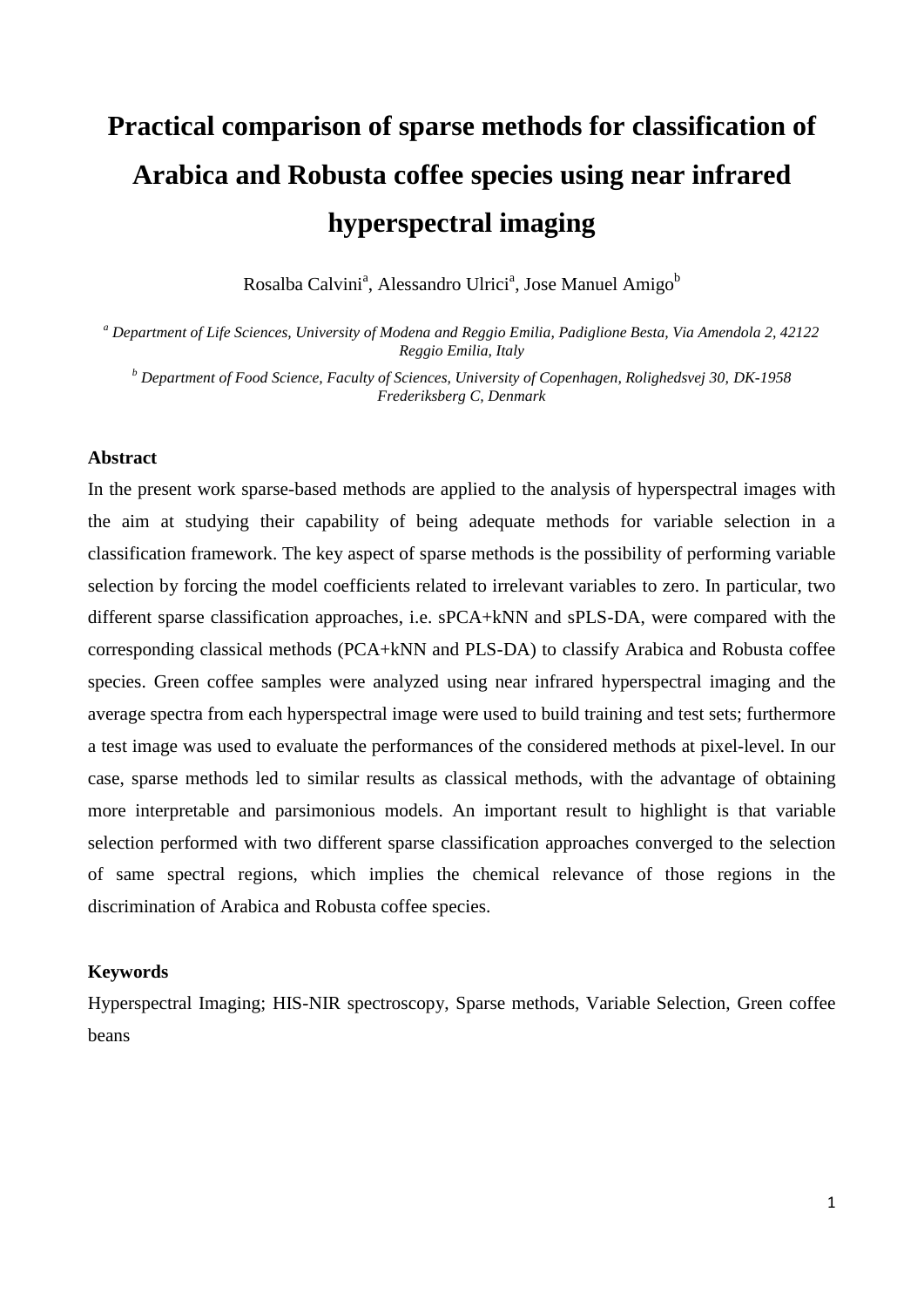# Practical comparison of sparse methods for classification of Arabica and Robusta coffee species using near infrared hyperspectral imaging

Rosalba Calvini[a], Alessandro Ulrici[a], Jose Manuel Amigo[b]

[a] *Department of Life Sciences, University of Modena and Reggio Emilia, Padiglione Besta, Via Amendola 2, 42122 Reggio Emilia, Italy*

[b] *Department of Food Science, Faculty of Sciences, University of Copenhagen, Rolighedsvej 30, DK-1958 Frederiksberg C, Denmark*

## Abstract

In the present work sparse-based methods are applied to the analysis of hyperspectral images with the aim at studying their capability of being adequate methods for variable selection in a classification framework. The key aspect of sparse methods is the possibility of performing variable selection by forcing the model coefficients related to irrelevant variables to zero. In particular, two different sparse classification approaches, i.e. sPCA+kNN and sPLS-DA, were compared with the corresponding classical methods (PCA+kNN and PLS-DA) to classify Arabica and Robusta coffee species. Green coffee samples were analyzed using near infrared hyperspectral imaging and the average spectra from each hyperspectral image were used to build training and test sets; furthermore a test image was used to evaluate the performances of the considered methods at pixel-level. In our case, sparse methods led to similar results as classical methods, with the advantage of obtaining more interpretable and parsimonious models. An important result to highlight is that variable selection performed with two different sparse classification approaches converged to the selection of same spectral regions, which implies the chemical relevance of those regions in the discrimination of Arabica and Robusta coffee species.

## Keywords

Hyperspectral Imaging; HIS-NIR spectroscopy, Sparse methods, Variable Selection, Green coffee beans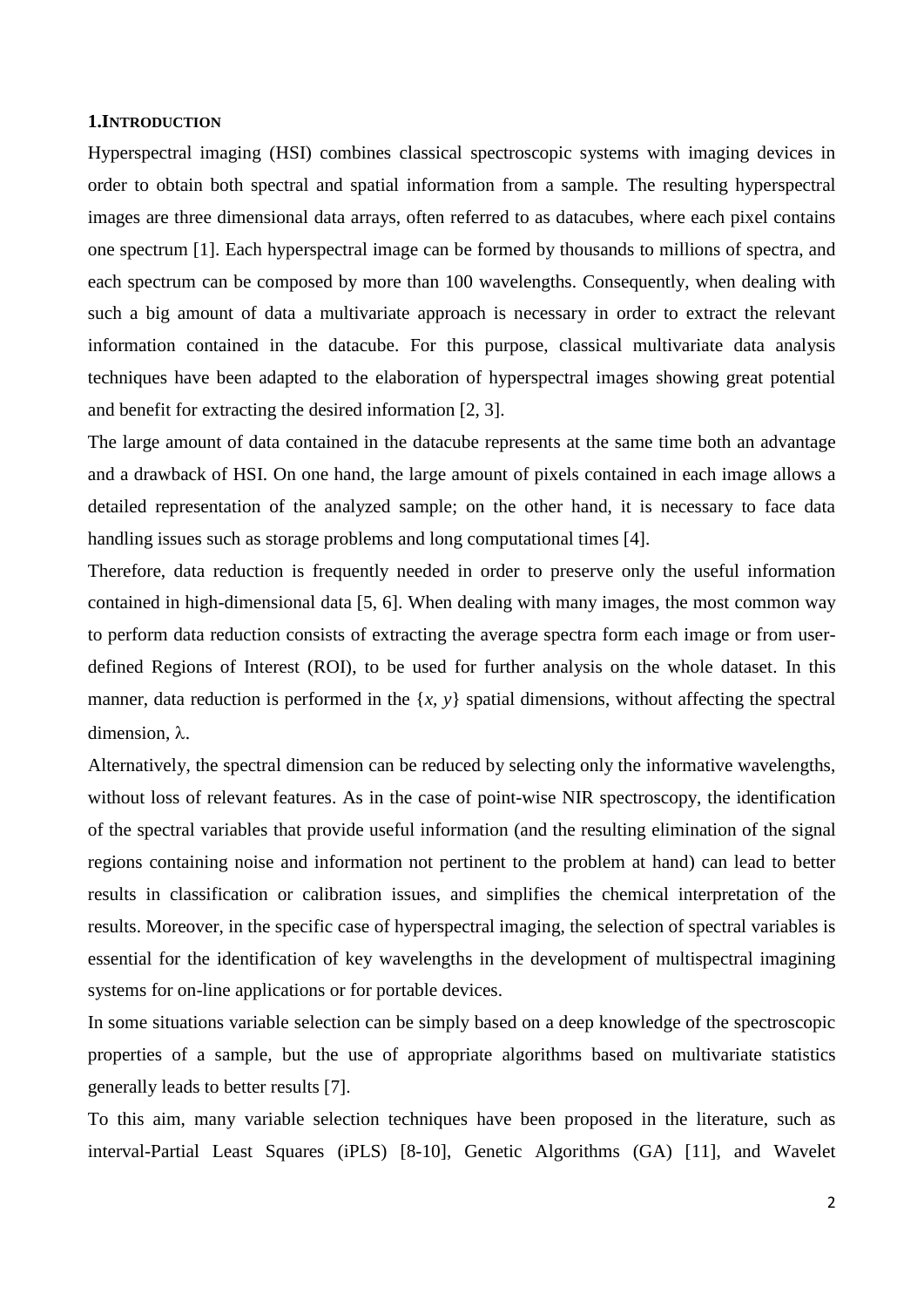## 1. INTRODUCTION

Hyperspectral imaging (HSI) combines classical spectroscopic systems with imaging devices in order to obtain both spectral and spatial information from a sample. The resulting hyperspectral images are three dimensional data arrays, often referred to as datacubes, where each pixel contains one spectrum [1]. Each hyperspectral image can be formed by thousands to millions of spectra, and each spectrum can be composed by more than 100 wavelengths. Consequently, when dealing with such a big amount of data a multivariate approach is necessary in order to extract the relevant information contained in the datacube. For this purpose, classical multivariate data analysis techniques have been adapted to the elaboration of hyperspectral images showing great potential and benefit for extracting the desired information [2, 3].

The large amount of data contained in the datacube represents at the same time both an advantage and a drawback of HSI. On one hand, the large amount of pixels contained in each image allows a detailed representation of the analyzed sample; on the other hand, it is necessary to face data handling issues such as storage problems and long computational times [4].

Therefore, data reduction is frequently needed in order to preserve only the useful information contained in high-dimensional data [5, 6]. When dealing with many images, the most common way to perform data reduction consists of extracting the average spectra form each image or from user-defined Regions of Interest (ROI), to be used for further analysis on the whole dataset. In this manner, data reduction is performed in the $\{x, y\}$ spatial dimensions, without affecting the spectral dimension, $\lambda$.

Alternatively, the spectral dimension can be reduced by selecting only the informative wavelengths, without loss of relevant features. As in the case of point-wise NIR spectroscopy, the identification of the spectral variables that provide useful information (and the resulting elimination of the signal regions containing noise and information not pertinent to the problem at hand) can lead to better results in classification or calibration issues, and simplifies the chemical interpretation of the results. Moreover, in the specific case of hyperspectral imaging, the selection of spectral variables is essential for the identification of key wavelengths in the development of multispectral imagining systems for on-line applications or for portable devices.

In some situations variable selection can be simply based on a deep knowledge of the spectroscopic properties of a sample, but the use of appropriate algorithms based on multivariate statistics generally leads to better results [7].

To this aim, many variable selection techniques have been proposed in the literature, such as interval-Partial Least Squares (iPLS) [8-10], Genetic Algorithms (GA) [11], and Wavelet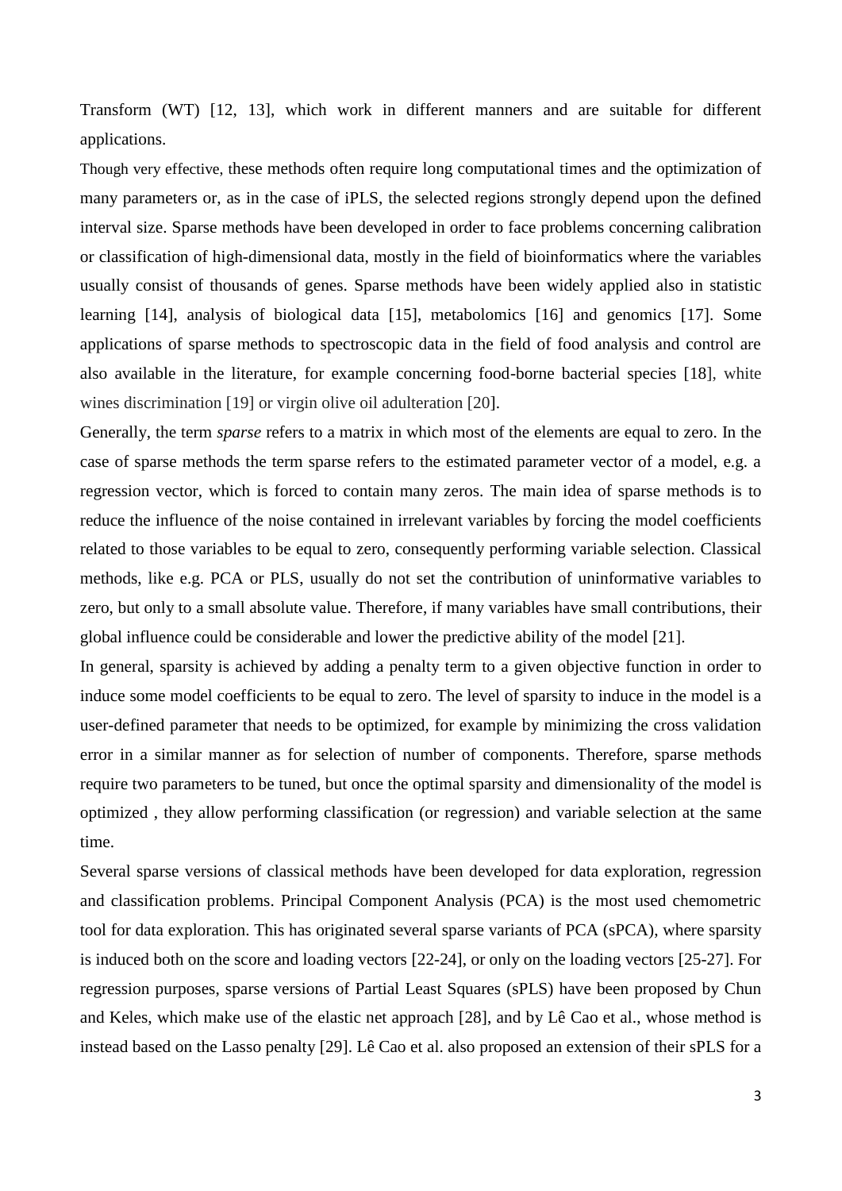Transform (WT) [12, 13], which work in different manners and are suitable for different applications.

Though very effective, these methods often require long computational times and the optimization of many parameters or, as in the case of iPLS, the selected regions strongly depend upon the defined interval size. Sparse methods have been developed in order to face problems concerning calibration or classification of high-dimensional data, mostly in the field of bioinformatics where the variables usually consist of thousands of genes. Sparse methods have been widely applied also in statistic learning [14], analysis of biological data [15], metabolomics [16] and genomics [17]. Some applications of sparse methods to spectroscopic data in the field of food analysis and control are also available in the literature, for example concerning food-borne bacterial species [18], white wines discrimination [19] or virgin olive oil adulteration [20].

Generally, the term *sparse* refers to a matrix in which most of the elements are equal to zero. In the case of sparse methods the term sparse refers to the estimated parameter vector of a model, e.g. a regression vector, which is forced to contain many zeros. The main idea of sparse methods is to reduce the influence of the noise contained in irrelevant variables by forcing the model coefficients related to those variables to be equal to zero, consequently performing variable selection. Classical methods, like e.g. PCA or PLS, usually do not set the contribution of uninformative variables to zero, but only to a small absolute value. Therefore, if many variables have small contributions, their global influence could be considerable and lower the predictive ability of the model [21].

In general, sparsity is achieved by adding a penalty term to a given objective function in order to induce some model coefficients to be equal to zero. The level of sparsity to induce in the model is a user-defined parameter that needs to be optimized, for example by minimizing the cross validation error in a similar manner as for selection of number of components. Therefore, sparse methods require two parameters to be tuned, but once the optimal sparsity and dimensionality of the model is optimized , they allow performing classification (or regression) and variable selection at the same time.

Several sparse versions of classical methods have been developed for data exploration, regression and classification problems. Principal Component Analysis (PCA) is the most used chemometric tool for data exploration. This has originated several sparse variants of PCA (sPCA), where sparsity is induced both on the score and loading vectors [22-24], or only on the loading vectors [25-27]. For regression purposes, sparse versions of Partial Least Squares (sPLS) have been proposed by Chun and Keles, which make use of the elastic net approach [28], and by Lê Cao et al., whose method is instead based on the Lasso penalty [29]. Lê Cao et al. also proposed an extension of their sPLS for a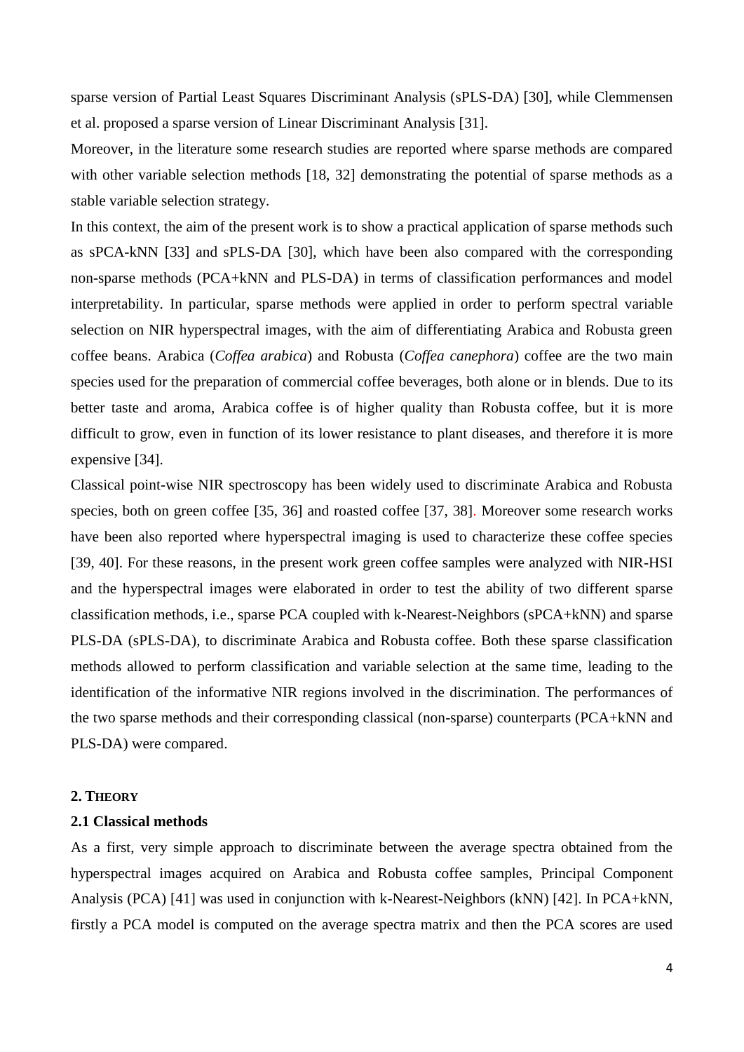sparse version of Partial Least Squares Discriminant Analysis (sPLS-DA) [30], while Clemmensen et al. proposed a sparse version of Linear Discriminant Analysis [31].

Moreover, in the literature some research studies are reported where sparse methods are compared with other variable selection methods [18, 32] demonstrating the potential of sparse methods as a stable variable selection strategy.

In this context, the aim of the present work is to show a practical application of sparse methods such as sPCA-kNN [33] and sPLS-DA [30], which have been also compared with the corresponding non-sparse methods (PCA+kNN and PLS-DA) in terms of classification performances and model interpretability. In particular, sparse methods were applied in order to perform spectral variable selection on NIR hyperspectral images, with the aim of differentiating Arabica and Robusta green coffee beans. Arabica (*Coffea arabica*) and Robusta (*Coffea canephora*) coffee are the two main species used for the preparation of commercial coffee beverages, both alone or in blends. Due to its better taste and aroma, Arabica coffee is of higher quality than Robusta coffee, but it is more difficult to grow, even in function of its lower resistance to plant diseases, and therefore it is more expensive [34].

Classical point-wise NIR spectroscopy has been widely used to discriminate Arabica and Robusta species, both on green coffee [35, 36] and roasted coffee [37, 38]. Moreover some research works have been also reported where hyperspectral imaging is used to characterize these coffee species [39, 40]. For these reasons, in the present work green coffee samples were analyzed with NIR-HSI and the hyperspectral images were elaborated in order to test the ability of two different sparse classification methods, i.e., sparse PCA coupled with k-Nearest-Neighbors (sPCA+kNN) and sparse PLS-DA (sPLS-DA), to discriminate Arabica and Robusta coffee. Both these sparse classification methods allowed to perform classification and variable selection at the same time, leading to the identification of the informative NIR regions involved in the discrimination. The performances of the two sparse methods and their corresponding classical (non-sparse) counterparts (PCA+kNN and PLS-DA) were compared.

## 2. Theory

### 2.1 Classical methods

As a first, very simple approach to discriminate between the average spectra obtained from the hyperspectral images acquired on Arabica and Robusta coffee samples, Principal Component Analysis (PCA) [41] was used in conjunction with k-Nearest-Neighbors (kNN) [42]. In PCA+kNN, firstly a PCA model is computed on the average spectra matrix and then the PCA scores are used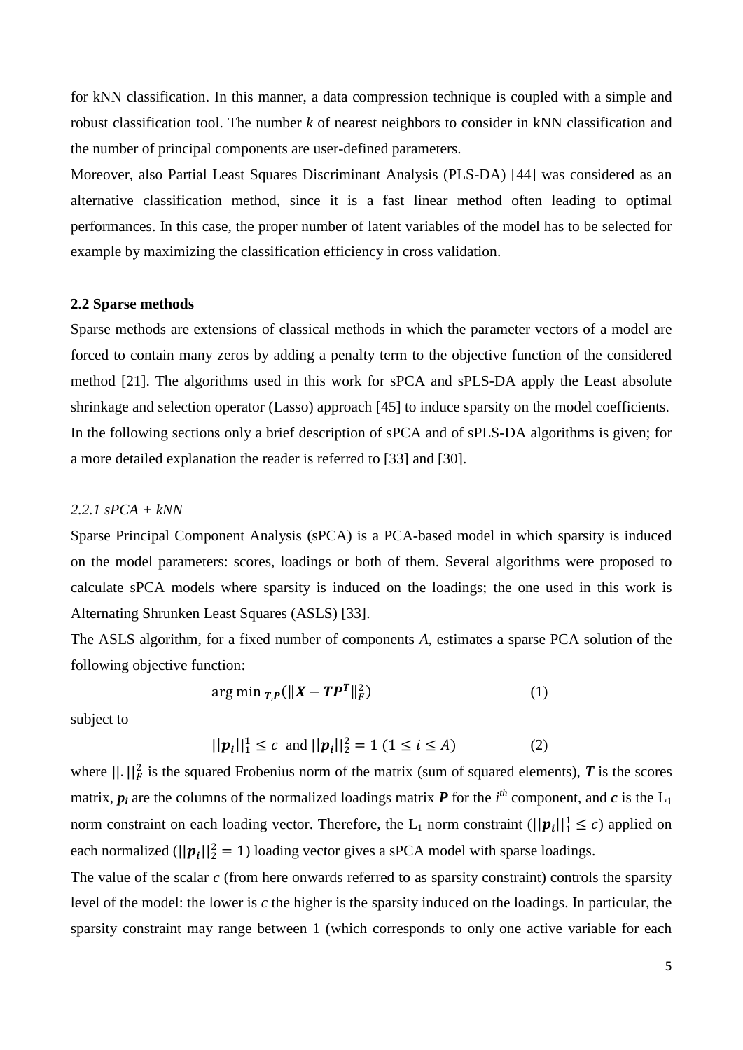for kNN classification. In this manner, a data compression technique is coupled with a simple and robust classification tool. The number *k* of nearest neighbors to consider in kNN classification and the number of principal components are user-defined parameters.

Moreover, also Partial Least Squares Discriminant Analysis (PLS-DA) [44] was considered as an alternative classification method, since it is a fast linear method often leading to optimal performances. In this case, the proper number of latent variables of the model has to be selected for example by maximizing the classification efficiency in cross validation.

### 2.2 Sparse methods

Sparse methods are extensions of classical methods in which the parameter vectors of a model are forced to contain many zeros by adding a penalty term to the objective function of the considered method [21]. The algorithms used in this work for sPCA and sPLS-DA apply the Least absolute shrinkage and selection operator (Lasso) approach [45] to induce sparsity on the model coefficients.
In the following sections only a brief description of sPCA and of sPLS-DA algorithms is given; for a more detailed explanation the reader is referred to [33] and [30].

#### *2.2.1 sPCA + kNN*

Sparse Principal Component Analysis (sPCA) is a PCA-based model in which sparsity is induced on the model parameters: scores, loadings or both of them. Several algorithms were proposed to calculate sPCA models where sparsity is induced on the loadings; the one used in this work is Alternating Shrunken Least Squares (ASLS) [33].

The ASLS algorithm, for a fixed number of components *A*, estimates a sparse PCA solution of the following objective function:

$$\arg\min_{\boldsymbol{T},\boldsymbol{P}}(\|\boldsymbol{X}-\boldsymbol{T}\boldsymbol{P}^{\boldsymbol{T}}\|_F^2) \qquad (1)$$

subject to

$$||\boldsymbol{p_i}||_1^1 \le c \;\text{ and } ||\boldsymbol{p_i}||_2^2 = 1 \; (1 \le i \le A) \qquad (2)$$

where $||.||_F^2$ is the squared Frobenius norm of the matrix (sum of squared elements), $\boldsymbol{T}$ is the scores matrix, $\boldsymbol{p_i}$ are the columns of the normalized loadings matrix $\boldsymbol{P}$ for the $i^{th}$ component, and $\boldsymbol{c}$ is the $L_1$ norm constraint on each loading vector. Therefore, the $L_1$ norm constraint ($||\boldsymbol{p_i}||_1^1 \le c$) applied on each normalized ($||\boldsymbol{p_i}||_2^2 = 1$) loading vector gives a sPCA model with sparse loadings.

The value of the scalar *c* (from here onwards referred to as sparsity constraint) controls the sparsity level of the model: the lower is *c* the higher is the sparsity induced on the loadings. In particular, the sparsity constraint may range between 1 (which corresponds to only one active variable for each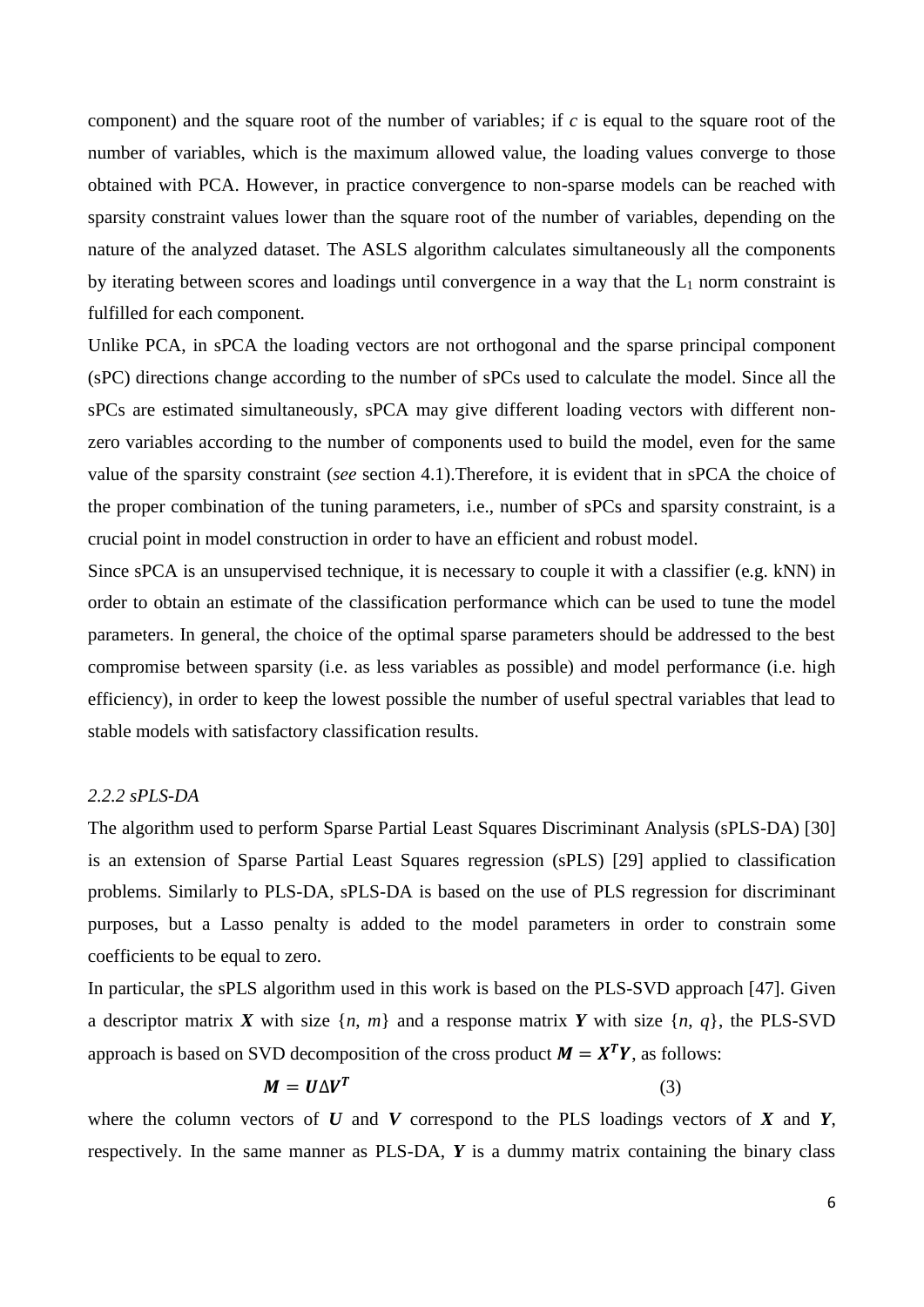component) and the square root of the number of variables; if $c$ is equal to the square root of the number of variables, which is the maximum allowed value, the loading values converge to those obtained with PCA. However, in practice convergence to non-sparse models can be reached with sparsity constraint values lower than the square root of the number of variables, depending on the nature of the analyzed dataset. The ASLS algorithm calculates simultaneously all the components by iterating between scores and loadings until convergence in a way that the $L_1$ norm constraint is fulfilled for each component.

Unlike PCA, in sPCA the loading vectors are not orthogonal and the sparse principal component (sPC) directions change according to the number of sPCs used to calculate the model. Since all the sPCs are estimated simultaneously, sPCA may give different loading vectors with different non-zero variables according to the number of components used to build the model, even for the same value of the sparsity constraint (*see* section 4.1).Therefore, it is evident that in sPCA the choice of the proper combination of the tuning parameters, i.e., number of sPCs and sparsity constraint, is a crucial point in model construction in order to have an efficient and robust model.

Since sPCA is an unsupervised technique, it is necessary to couple it with a classifier (e.g. kNN) in order to obtain an estimate of the classification performance which can be used to tune the model parameters. In general, the choice of the optimal sparse parameters should be addressed to the best compromise between sparsity (i.e. as less variables as possible) and model performance (i.e. high efficiency), in order to keep the lowest possible the number of useful spectral variables that lead to stable models with satisfactory classification results.

### *2.2.2 sPLS-DA*

The algorithm used to perform Sparse Partial Least Squares Discriminant Analysis (sPLS-DA) [30] is an extension of Sparse Partial Least Squares regression (sPLS) [29] applied to classification problems. Similarly to PLS-DA, sPLS-DA is based on the use of PLS regression for discriminant purposes, but a Lasso penalty is added to the model parameters in order to constrain some coefficients to be equal to zero.

In particular, the sPLS algorithm used in this work is based on the PLS-SVD approach [47]. Given a descriptor matrix $\boldsymbol{X}$ with size {$n$, $m$} and a response matrix $\boldsymbol{Y}$ with size {$n$, $q$}, the PLS-SVD approach is based on SVD decomposition of the cross product $\boldsymbol{M} = \boldsymbol{X}^T\boldsymbol{Y}$, as follows:

$$\boldsymbol{M} = \boldsymbol{U}\Delta\boldsymbol{V}^T \qquad (3)$$

where the column vectors of $\boldsymbol{U}$ and $\boldsymbol{V}$ correspond to the PLS loadings vectors of $\boldsymbol{X}$ and $\boldsymbol{Y}$, respectively. In the same manner as PLS-DA, $\boldsymbol{Y}$ is a dummy matrix containing the binary class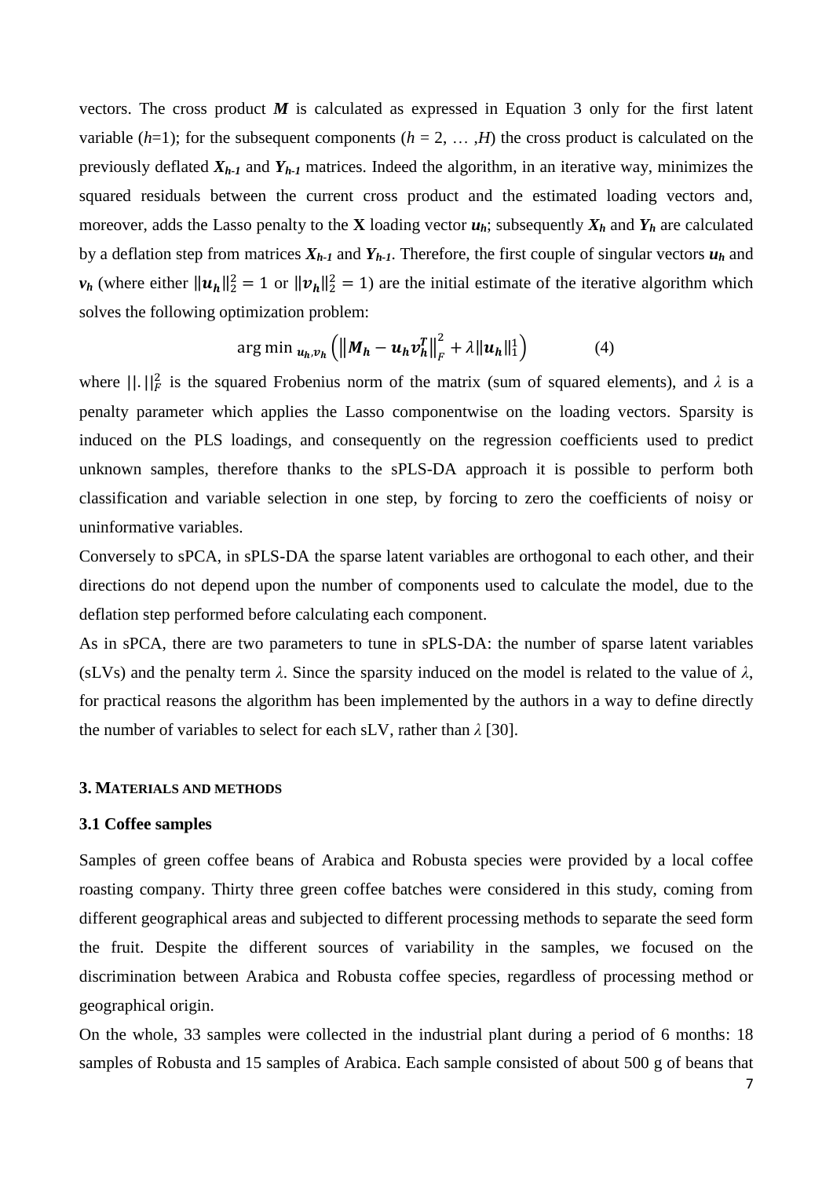vectors. The cross product $\boldsymbol{M}$ is calculated as expressed in Equation 3 only for the first latent variable ($h$=1); for the subsequent components ($h$ = 2, … ,$H$) the cross product is calculated on the previously deflated $\boldsymbol{X}_{h-1}$ and $\boldsymbol{Y}_{h-1}$ matrices. Indeed the algorithm, in an iterative way, minimizes the squared residuals between the current cross product and the estimated loading vectors and, moreover, adds the Lasso penalty to the **X** loading vector $\boldsymbol{u}_h$; subsequently $\boldsymbol{X}_h$ and $\boldsymbol{Y}_h$ are calculated by a deflation step from matrices $\boldsymbol{X}_{h-1}$ and $\boldsymbol{Y}_{h-1}$. Therefore, the first couple of singular vectors $\boldsymbol{u}_h$ and $\boldsymbol{v}_h$ (where either $\|\boldsymbol{u}_h\|_2^2 = 1$ or $\|\boldsymbol{v}_h\|_2^2 = 1$) are the initial estimate of the iterative algorithm which solves the following optimization problem:

$$\arg\min_{\boldsymbol{u}_h,\boldsymbol{v}_h} \left( \left\| \boldsymbol{M}_h - \boldsymbol{u}_h \boldsymbol{v}_h^T \right\|_F^2 + \lambda \|\boldsymbol{u}_h\|_1^1 \right) \qquad (4)$$

where $\|.\|_F^2$ is the squared Frobenius norm of the matrix (sum of squared elements), and $\lambda$ is a penalty parameter which applies the Lasso componentwise on the loading vectors. Sparsity is induced on the PLS loadings, and consequently on the regression coefficients used to predict unknown samples, therefore thanks to the sPLS-DA approach it is possible to perform both classification and variable selection in one step, by forcing to zero the coefficients of noisy or uninformative variables.

Conversely to sPCA, in sPLS-DA the sparse latent variables are orthogonal to each other, and their directions do not depend upon the number of components used to calculate the model, due to the deflation step performed before calculating each component.

As in sPCA, there are two parameters to tune in sPLS-DA: the number of sparse latent variables (sLVs) and the penalty term $\lambda$. Since the sparsity induced on the model is related to the value of $\lambda$, for practical reasons the algorithm has been implemented by the authors in a way to define directly the number of variables to select for each sLV, rather than $\lambda$ [30].

## 3. Materials and methods

### 3.1 Coffee samples

Samples of green coffee beans of Arabica and Robusta species were provided by a local coffee roasting company. Thirty three green coffee batches were considered in this study, coming from different geographical areas and subjected to different processing methods to separate the seed form the fruit. Despite the different sources of variability in the samples, we focused on the discrimination between Arabica and Robusta coffee species, regardless of processing method or geographical origin.

On the whole, 33 samples were collected in the industrial plant during a period of 6 months: 18 samples of Robusta and 15 samples of Arabica. Each sample consisted of about 500 g of beans that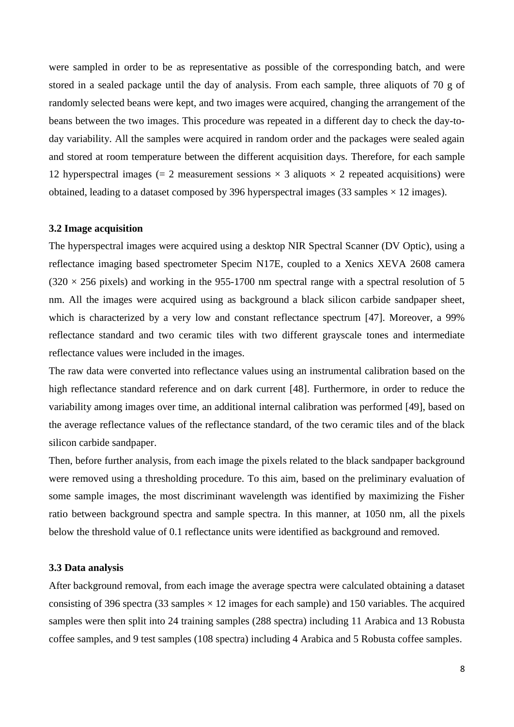were sampled in order to be as representative as possible of the corresponding batch, and were stored in a sealed package until the day of analysis. From each sample, three aliquots of 70 g of randomly selected beans were kept, and two images were acquired, changing the arrangement of the beans between the two images. This procedure was repeated in a different day to check the day-to-day variability. All the samples were acquired in random order and the packages were sealed again and stored at room temperature between the different acquisition days. Therefore, for each sample 12 hyperspectral images (= 2 measurement sessions $\times$ 3 aliquots $\times$ 2 repeated acquisitions) were obtained, leading to a dataset composed by 396 hyperspectral images (33 samples $\times$ 12 images).

### 3.2 Image acquisition

The hyperspectral images were acquired using a desktop NIR Spectral Scanner (DV Optic), using a reflectance imaging based spectrometer Specim N17E, coupled to a Xenics XEVA 2608 camera ($320 \times 256$ pixels) and working in the 955-1700 nm spectral range with a spectral resolution of 5 nm. All the images were acquired using as background a black silicon carbide sandpaper sheet, which is characterized by a very low and constant reflectance spectrum [47]. Moreover, a 99% reflectance standard and two ceramic tiles with two different grayscale tones and intermediate reflectance values were included in the images.

The raw data were converted into reflectance values using an instrumental calibration based on the high reflectance standard reference and on dark current [48]. Furthermore, in order to reduce the variability among images over time, an additional internal calibration was performed [49], based on the average reflectance values of the reflectance standard, of the two ceramic tiles and of the black silicon carbide sandpaper.

Then, before further analysis, from each image the pixels related to the black sandpaper background were removed using a thresholding procedure. To this aim, based on the preliminary evaluation of some sample images, the most discriminant wavelength was identified by maximizing the Fisher ratio between background spectra and sample spectra. In this manner, at 1050 nm, all the pixels below the threshold value of 0.1 reflectance units were identified as background and removed.

### 3.3 Data analysis

After background removal, from each image the average spectra were calculated obtaining a dataset consisting of 396 spectra (33 samples $\times$ 12 images for each sample) and 150 variables. The acquired samples were then split into 24 training samples (288 spectra) including 11 Arabica and 13 Robusta coffee samples, and 9 test samples (108 spectra) including 4 Arabica and 5 Robusta coffee samples.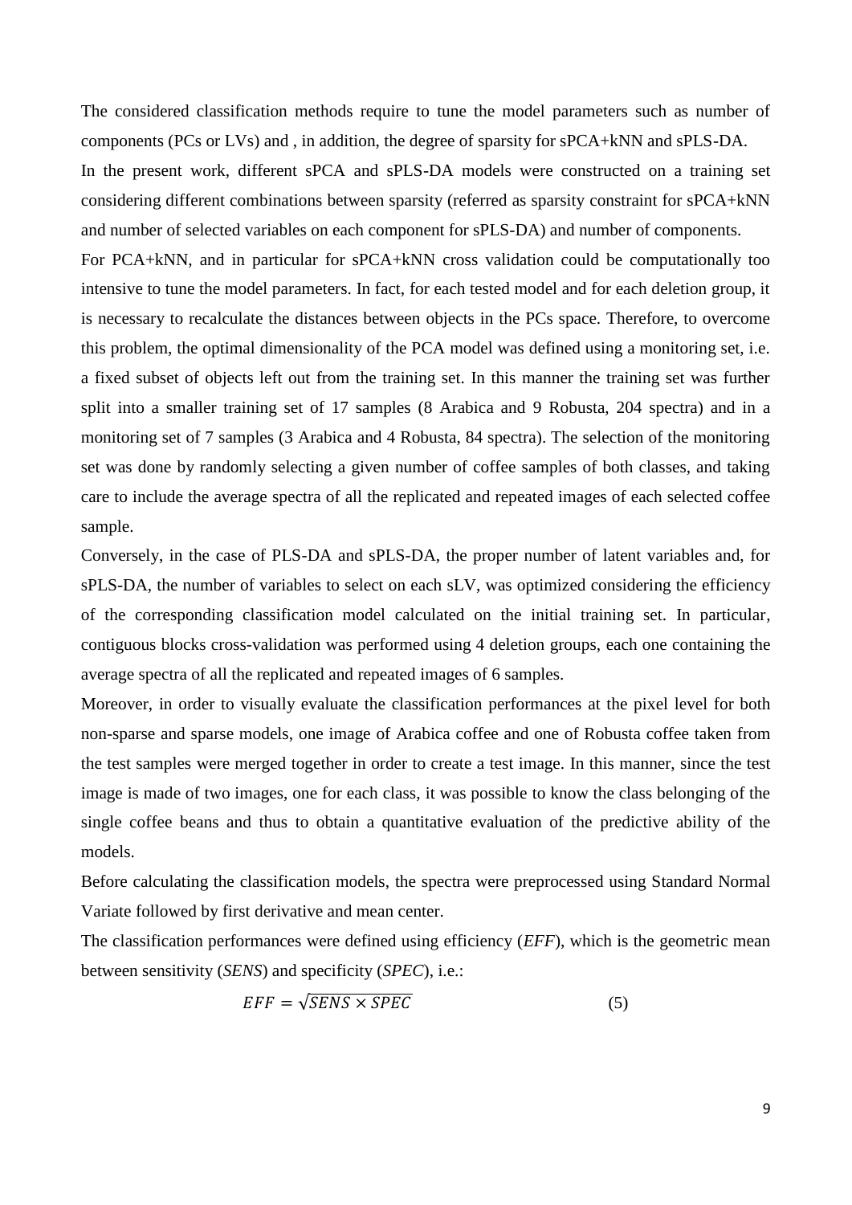The considered classification methods require to tune the model parameters such as number of components (PCs or LVs) and , in addition, the degree of sparsity for sPCA+kNN and sPLS-DA.

In the present work, different sPCA and sPLS-DA models were constructed on a training set considering different combinations between sparsity (referred as sparsity constraint for sPCA+kNN and number of selected variables on each component for sPLS-DA) and number of components.

For PCA+kNN, and in particular for sPCA+kNN cross validation could be computationally too intensive to tune the model parameters. In fact, for each tested model and for each deletion group, it is necessary to recalculate the distances between objects in the PCs space. Therefore, to overcome this problem, the optimal dimensionality of the PCA model was defined using a monitoring set, i.e. a fixed subset of objects left out from the training set. In this manner the training set was further split into a smaller training set of 17 samples (8 Arabica and 9 Robusta, 204 spectra) and in a monitoring set of 7 samples (3 Arabica and 4 Robusta, 84 spectra). The selection of the monitoring set was done by randomly selecting a given number of coffee samples of both classes, and taking care to include the average spectra of all the replicated and repeated images of each selected coffee sample.

Conversely, in the case of PLS-DA and sPLS-DA, the proper number of latent variables and, for sPLS-DA, the number of variables to select on each sLV, was optimized considering the efficiency of the corresponding classification model calculated on the initial training set. In particular, contiguous blocks cross-validation was performed using 4 deletion groups, each one containing the average spectra of all the replicated and repeated images of 6 samples.

Moreover, in order to visually evaluate the classification performances at the pixel level for both non-sparse and sparse models, one image of Arabica coffee and one of Robusta coffee taken from the test samples were merged together in order to create a test image. In this manner, since the test image is made of two images, one for each class, it was possible to know the class belonging of the single coffee beans and thus to obtain a quantitative evaluation of the predictive ability of the models.

Before calculating the classification models, the spectra were preprocessed using Standard Normal Variate followed by first derivative and mean center.

The classification performances were defined using efficiency (*EFF*), which is the geometric mean between sensitivity (*SENS*) and specificity (*SPEC*), i.e.:

$$EFF = \sqrt{SENS \times SPEC} \tag{5}$$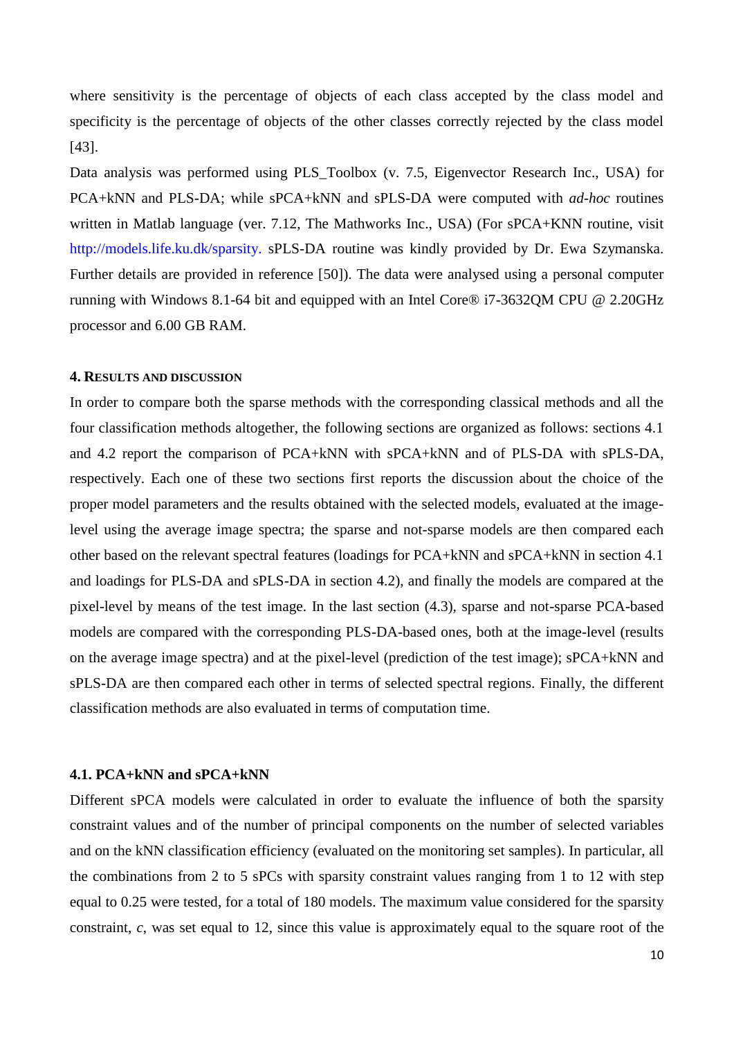where sensitivity is the percentage of objects of each class accepted by the class model and specificity is the percentage of objects of the other classes correctly rejected by the class model [43].

Data analysis was performed using PLS_Toolbox (v. 7.5, Eigenvector Research Inc., USA) for PCA+kNN and PLS-DA; while sPCA+kNN and sPLS-DA were computed with *ad-hoc* routines written in Matlab language (ver. 7.12, The Mathworks Inc., USA) (For sPCA+KNN routine, visit http://models.life.ku.dk/sparsity. sPLS-DA routine was kindly provided by Dr. Ewa Szymanska. Further details are provided in reference [50]). The data were analysed using a personal computer running with Windows 8.1-64 bit and equipped with an Intel Core® i7-3632QM CPU @ 2.20GHz processor and 6.00 GB RAM.

## 4. RESULTS AND DISCUSSION

In order to compare both the sparse methods with the corresponding classical methods and all the four classification methods altogether, the following sections are organized as follows: sections 4.1 and 4.2 report the comparison of PCA+kNN with sPCA+kNN and of PLS-DA with sPLS-DA, respectively. Each one of these two sections first reports the discussion about the choice of the proper model parameters and the results obtained with the selected models, evaluated at the image-level using the average image spectra; the sparse and not-sparse models are then compared each other based on the relevant spectral features (loadings for PCA+kNN and sPCA+kNN in section 4.1 and loadings for PLS-DA and sPLS-DA in section 4.2), and finally the models are compared at the pixel-level by means of the test image. In the last section (4.3), sparse and not-sparse PCA-based models are compared with the corresponding PLS-DA-based ones, both at the image-level (results on the average image spectra) and at the pixel-level (prediction of the test image); sPCA+kNN and sPLS-DA are then compared each other in terms of selected spectral regions. Finally, the different classification methods are also evaluated in terms of computation time.

### 4.1. PCA+kNN and sPCA+kNN

Different sPCA models were calculated in order to evaluate the influence of both the sparsity constraint values and of the number of principal components on the number of selected variables and on the kNN classification efficiency (evaluated on the monitoring set samples). In particular, all the combinations from 2 to 5 sPCs with sparsity constraint values ranging from 1 to 12 with step equal to 0.25 were tested, for a total of 180 models. The maximum value considered for the sparsity constraint, *c*, was set equal to 12, since this value is approximately equal to the square root of the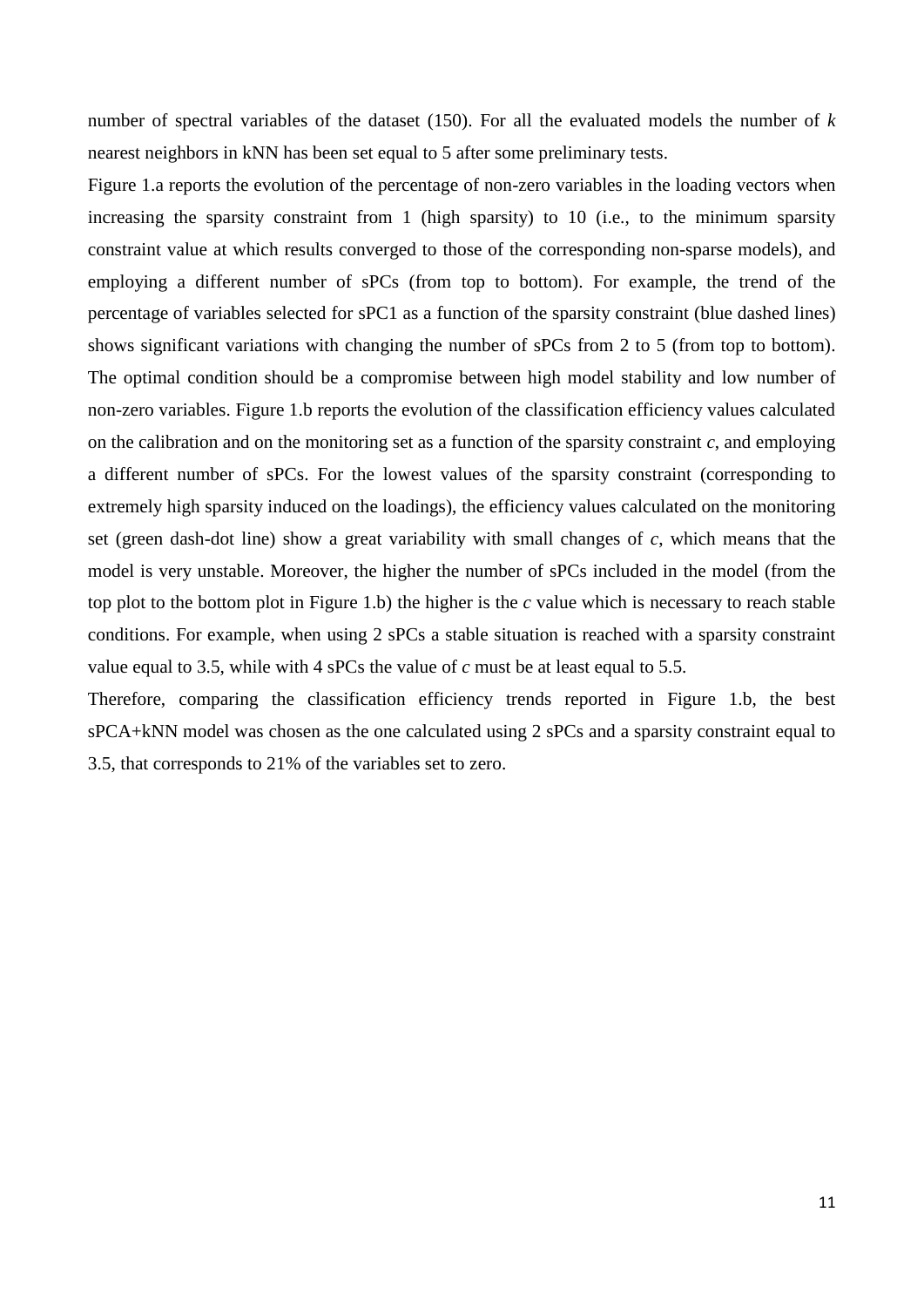number of spectral variables of the dataset (150). For all the evaluated models the number of *k* nearest neighbors in kNN has been set equal to 5 after some preliminary tests.

Figure 1.a reports the evolution of the percentage of non-zero variables in the loading vectors when increasing the sparsity constraint from 1 (high sparsity) to 10 (i.e., to the minimum sparsity constraint value at which results converged to those of the corresponding non-sparse models), and employing a different number of sPCs (from top to bottom). For example, the trend of the percentage of variables selected for sPC1 as a function of the sparsity constraint (blue dashed lines) shows significant variations with changing the number of sPCs from 2 to 5 (from top to bottom). The optimal condition should be a compromise between high model stability and low number of non-zero variables. Figure 1.b reports the evolution of the classification efficiency values calculated on the calibration and on the monitoring set as a function of the sparsity constraint $c$, and employing a different number of sPCs. For the lowest values of the sparsity constraint (corresponding to extremely high sparsity induced on the loadings), the efficiency values calculated on the monitoring set (green dash-dot line) show a great variability with small changes of $c$, which means that the model is very unstable. Moreover, the higher the number of sPCs included in the model (from the top plot to the bottom plot in Figure 1.b) the higher is the $c$ value which is necessary to reach stable conditions. For example, when using 2 sPCs a stable situation is reached with a sparsity constraint value equal to 3.5, while with 4 sPCs the value of $c$ must be at least equal to 5.5.

Therefore, comparing the classification efficiency trends reported in Figure 1.b, the best sPCA+kNN model was chosen as the one calculated using 2 sPCs and a sparsity constraint equal to 3.5, that corresponds to 21% of the variables set to zero.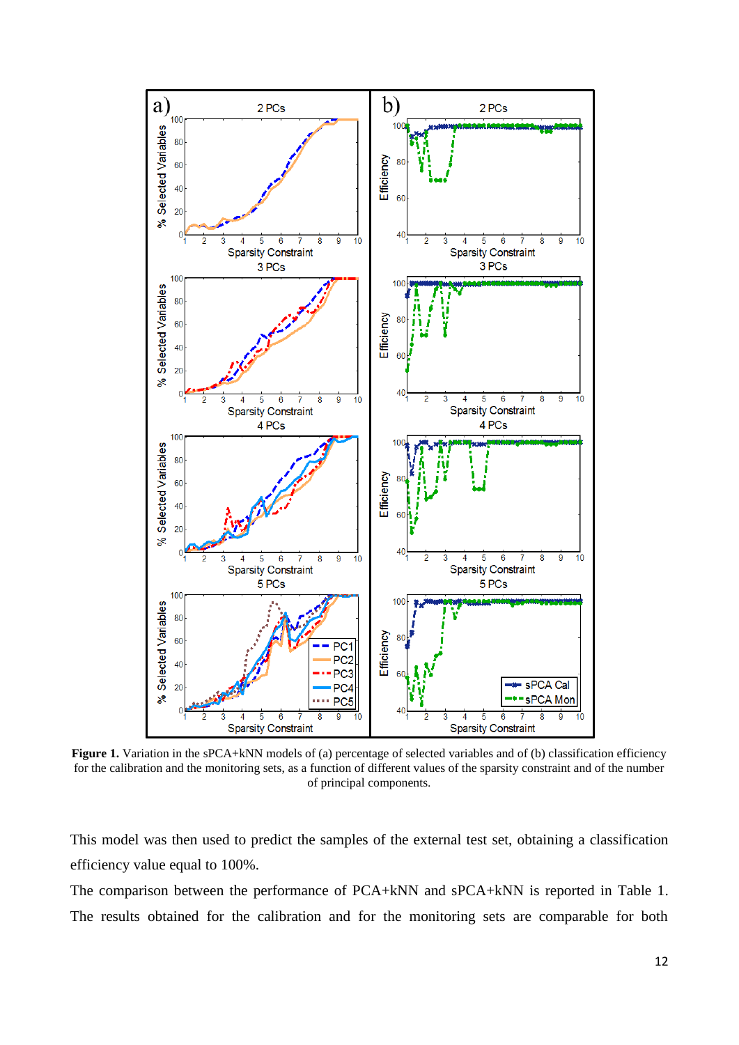**Figure 1.** Variation in the sPCA+kNN models of (a) percentage of selected variables and of (b) classification efficiency for the calibration and the monitoring sets, as a function of different values of the sparsity constraint and of the number of principal components.

This model was then used to predict the samples of the external test set, obtaining a classification efficiency value equal to 100%.

The comparison between the performance of PCA+kNN and sPCA+kNN is reported in Table 1. The results obtained for the calibration and for the monitoring sets are comparable for both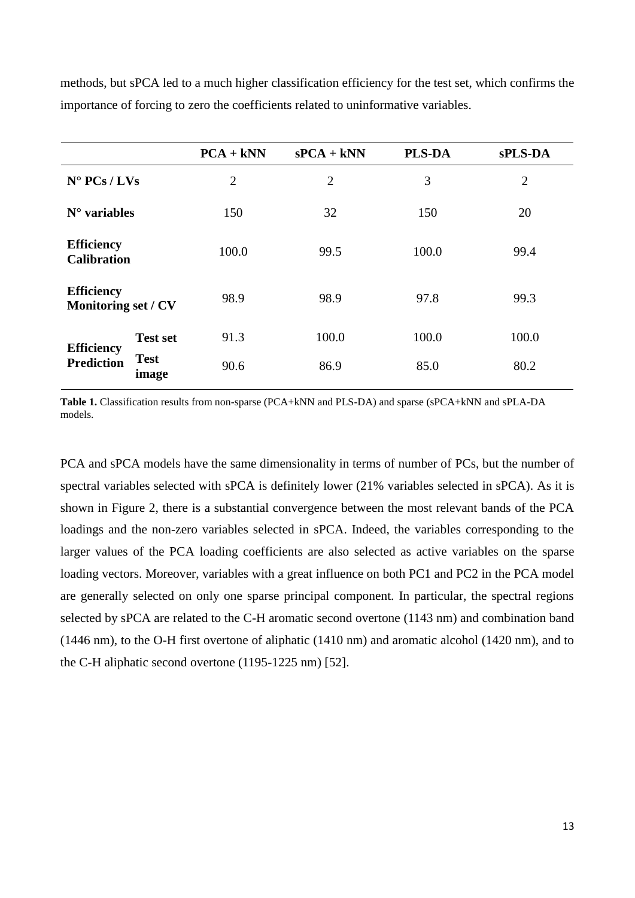methods, but sPCA led to a much higher classification efficiency for the test set, which confirms the importance of forcing to zero the coefficients related to uninformative variables.

| | | PCA + kNN | sPCA + kNN | PLS-DA | sPLS-DA |
|---|---|---|---|---|---|
| **N° PCs / LVs** | | 2 | 2 | 3 | 2 |
| **N° variables** | | 150 | 32 | 150 | 20 |
| **Efficiency Calibration** | | 100.0 | 99.5 | 100.0 | 99.4 |
| **Efficiency Monitoring set / CV** | | 98.9 | 98.9 | 97.8 | 99.3 |
| **Efficiency Prediction** | **Test set** | 91.3 | 100.0 | 100.0 | 100.0 |
| | **Test image** | 90.6 | 86.9 | 85.0 | 80.2 |

**Table 1.** Classification results from non-sparse (PCA+kNN and PLS-DA) and sparse (sPCA+kNN and sPLA-DA models.

PCA and sPCA models have the same dimensionality in terms of number of PCs, but the number of spectral variables selected with sPCA is definitely lower (21% variables selected in sPCA). As it is shown in Figure 2, there is a substantial convergence between the most relevant bands of the PCA loadings and the non-zero variables selected in sPCA. Indeed, the variables corresponding to the larger values of the PCA loading coefficients are also selected as active variables on the sparse loading vectors. Moreover, variables with a great influence on both PC1 and PC2 in the PCA model are generally selected on only one sparse principal component. In particular, the spectral regions selected by sPCA are related to the C-H aromatic second overtone (1143 nm) and combination band (1446 nm), to the O-H first overtone of aliphatic (1410 nm) and aromatic alcohol (1420 nm), and to the C-H aliphatic second overtone (1195-1225 nm) [52].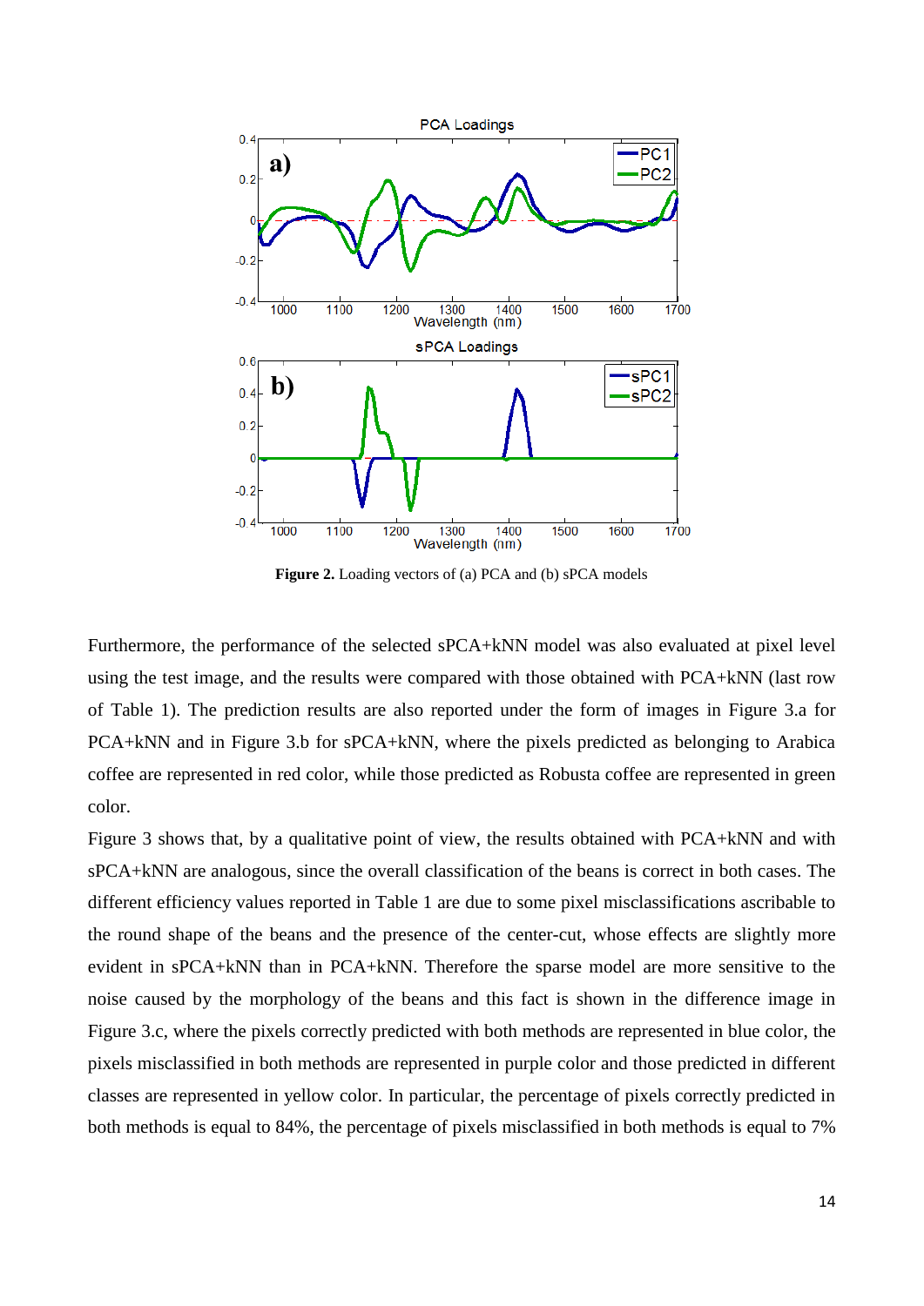**Figure 2.** Loading vectors of (a) PCA and (b) sPCA models

Furthermore, the performance of the selected sPCA+kNN model was also evaluated at pixel level using the test image, and the results were compared with those obtained with PCA+kNN (last row of Table 1). The prediction results are also reported under the form of images in Figure 3.a for PCA+kNN and in Figure 3.b for sPCA+kNN, where the pixels predicted as belonging to Arabica coffee are represented in red color, while those predicted as Robusta coffee are represented in green color.

Figure 3 shows that, by a qualitative point of view, the results obtained with PCA+kNN and with sPCA+kNN are analogous, since the overall classification of the beans is correct in both cases. The different efficiency values reported in Table 1 are due to some pixel misclassifications ascribable to the round shape of the beans and the presence of the center-cut, whose effects are slightly more evident in sPCA+kNN than in PCA+kNN. Therefore the sparse model are more sensitive to the noise caused by the morphology of the beans and this fact is shown in the difference image in Figure 3.c, where the pixels correctly predicted with both methods are represented in blue color, the pixels misclassified in both methods are represented in purple color and those predicted in different classes are represented in yellow color. In particular, the percentage of pixels correctly predicted in both methods is equal to 84%, the percentage of pixels misclassified in both methods is equal to 7%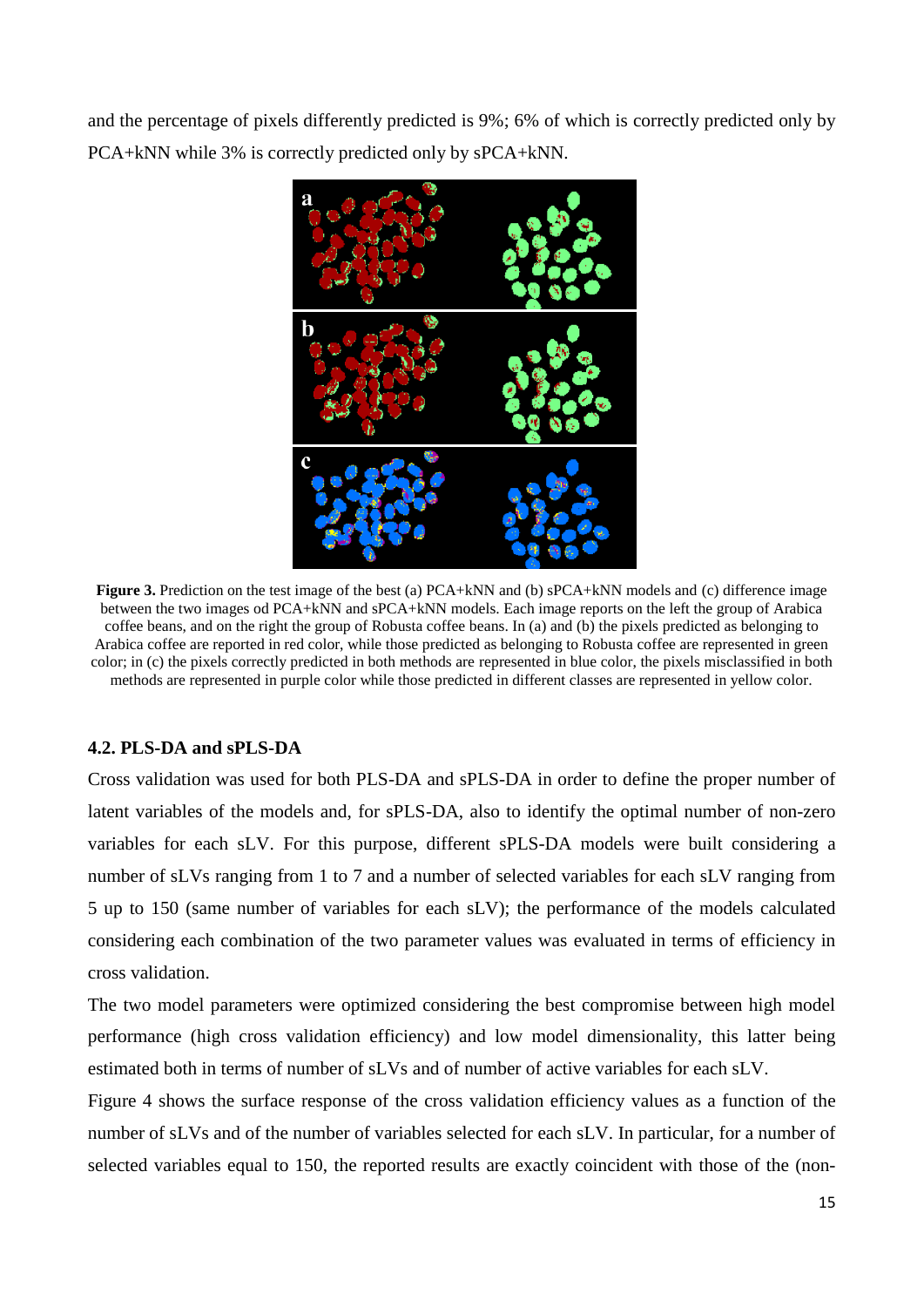and the percentage of pixels differently predicted is 9%; 6% of which is correctly predicted only by PCA+kNN while 3% is correctly predicted only by sPCA+kNN.

**Figure 3.** Prediction on the test image of the best (a) PCA+kNN and (b) sPCA+kNN models and (c) difference image between the two images od PCA+kNN and sPCA+kNN models. Each image reports on the left the group of Arabica coffee beans, and on the right the group of Robusta coffee beans. In (a) and (b) the pixels predicted as belonging to Arabica coffee are reported in red color, while those predicted as belonging to Robusta coffee are represented in green color; in (c) the pixels correctly predicted in both methods are represented in blue color, the pixels misclassified in both methods are represented in purple color while those predicted in different classes are represented in yellow color.

### 4.2. PLS-DA and sPLS-DA

Cross validation was used for both PLS-DA and sPLS-DA in order to define the proper number of latent variables of the models and, for sPLS-DA, also to identify the optimal number of non-zero variables for each sLV. For this purpose, different sPLS-DA models were built considering a number of sLVs ranging from 1 to 7 and a number of selected variables for each sLV ranging from 5 up to 150 (same number of variables for each sLV); the performance of the models calculated considering each combination of the two parameter values was evaluated in terms of efficiency in cross validation.

The two model parameters were optimized considering the best compromise between high model performance (high cross validation efficiency) and low model dimensionality, this latter being estimated both in terms of number of sLVs and of number of active variables for each sLV.

Figure 4 shows the surface response of the cross validation efficiency values as a function of the number of sLVs and of the number of variables selected for each sLV. In particular, for a number of selected variables equal to 150, the reported results are exactly coincident with those of the (non-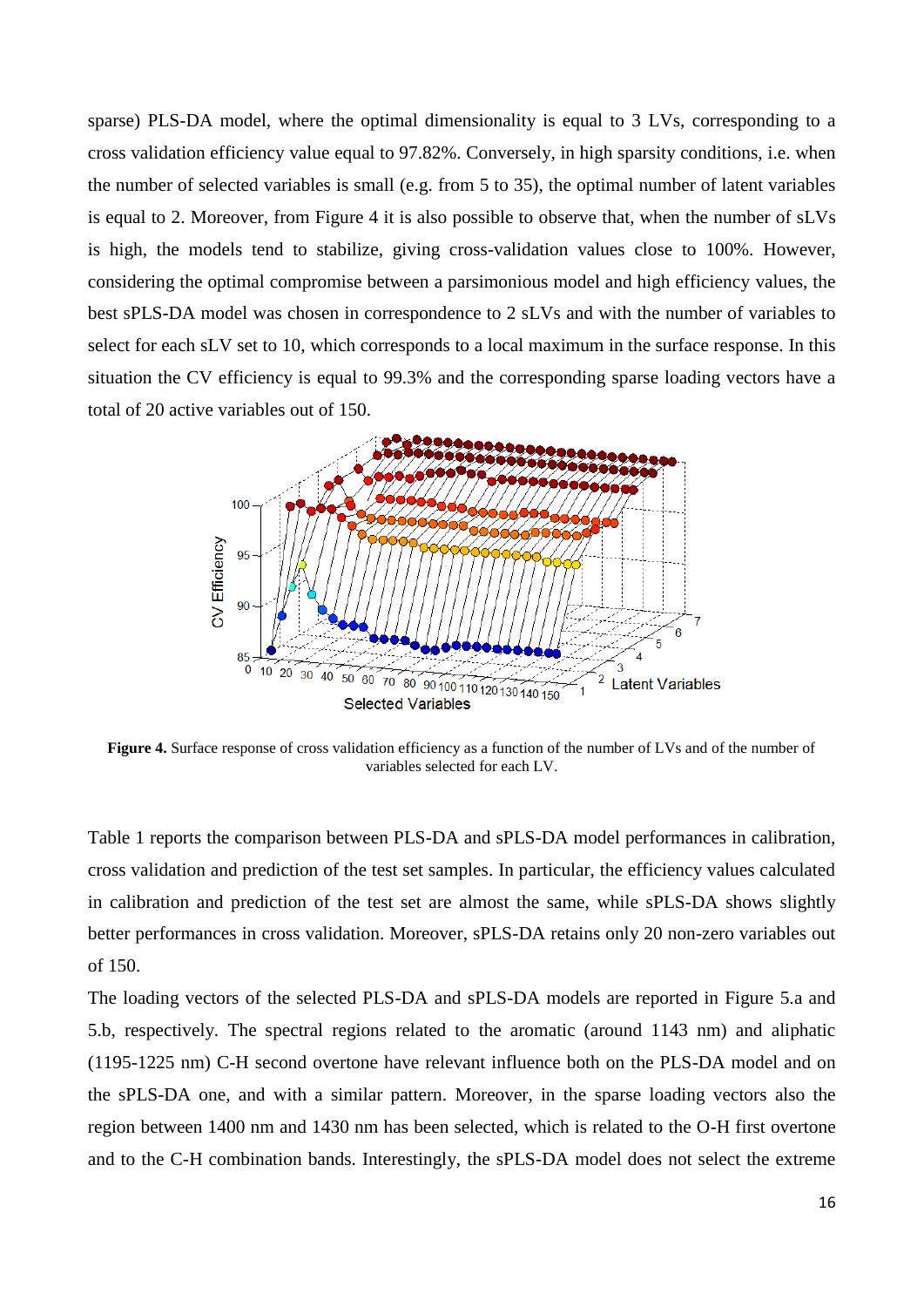sparse) PLS-DA model, where the optimal dimensionality is equal to 3 LVs, corresponding to a cross validation efficiency value equal to 97.82%. Conversely, in high sparsity conditions, i.e. when the number of selected variables is small (e.g. from 5 to 35), the optimal number of latent variables is equal to 2. Moreover, from Figure 4 it is also possible to observe that, when the number of sLVs is high, the models tend to stabilize, giving cross-validation values close to 100%. However, considering the optimal compromise between a parsimonious model and high efficiency values, the best sPLS-DA model was chosen in correspondence to 2 sLVs and with the number of variables to select for each sLV set to 10, which corresponds to a local maximum in the surface response. In this situation the CV efficiency is equal to 99.3% and the corresponding sparse loading vectors have a total of 20 active variables out of 150.

**Figure 4.** Surface response of cross validation efficiency as a function of the number of LVs and of the number of variables selected for each LV.

Table 1 reports the comparison between PLS-DA and sPLS-DA model performances in calibration, cross validation and prediction of the test set samples. In particular, the efficiency values calculated in calibration and prediction of the test set are almost the same, while sPLS-DA shows slightly better performances in cross validation. Moreover, sPLS-DA retains only 20 non-zero variables out of 150.

The loading vectors of the selected PLS-DA and sPLS-DA models are reported in Figure 5.a and 5.b, respectively. The spectral regions related to the aromatic (around 1143 nm) and aliphatic (1195-1225 nm) C-H second overtone have relevant influence both on the PLS-DA model and on the sPLS-DA one, and with a similar pattern. Moreover, in the sparse loading vectors also the region between 1400 nm and 1430 nm has been selected, which is related to the O-H first overtone and to the C-H combination bands. Interestingly, the sPLS-DA model does not select the extreme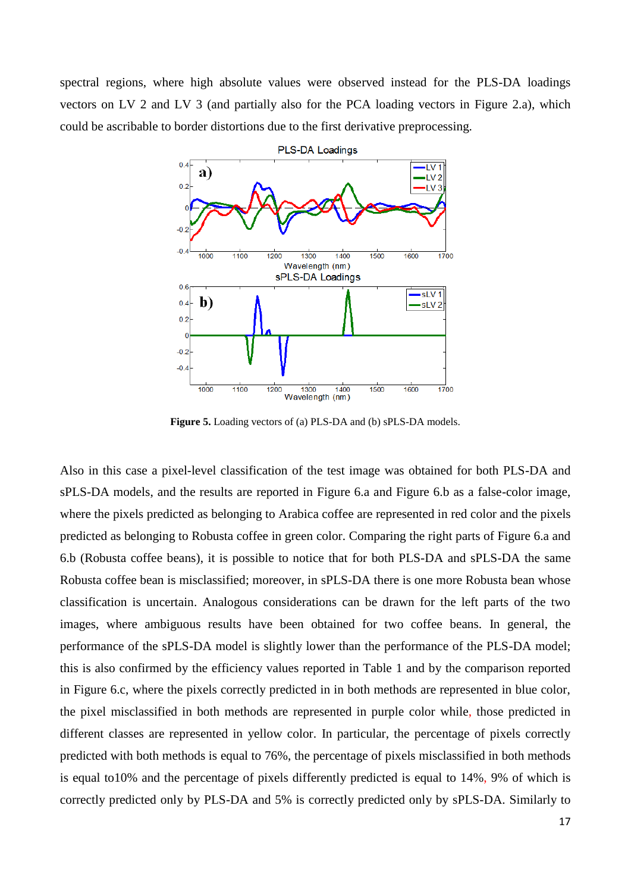spectral regions, where high absolute values were observed instead for the PLS-DA loadings vectors on LV 2 and LV 3 (and partially also for the PCA loading vectors in Figure 2.a), which could be ascribable to border distortions due to the first derivative preprocessing.

**Figure 5.** Loading vectors of (a) PLS-DA and (b) sPLS-DA models.

Also in this case a pixel-level classification of the test image was obtained for both PLS-DA and sPLS-DA models, and the results are reported in Figure 6.a and Figure 6.b as a false-color image, where the pixels predicted as belonging to Arabica coffee are represented in red color and the pixels predicted as belonging to Robusta coffee in green color. Comparing the right parts of Figure 6.a and 6.b (Robusta coffee beans), it is possible to notice that for both PLS-DA and sPLS-DA the same Robusta coffee bean is misclassified; moreover, in sPLS-DA there is one more Robusta bean whose classification is uncertain. Analogous considerations can be drawn for the left parts of the two images, where ambiguous results have been obtained for two coffee beans. In general, the performance of the sPLS-DA model is slightly lower than the performance of the PLS-DA model; this is also confirmed by the efficiency values reported in Table 1 and by the comparison reported in Figure 6.c, where the pixels correctly predicted in in both methods are represented in blue color, the pixel misclassified in both methods are represented in purple color while, those predicted in different classes are represented in yellow color. In particular, the percentage of pixels correctly predicted with both methods is equal to 76%, the percentage of pixels misclassified in both methods is equal to10% and the percentage of pixels differently predicted is equal to 14%, 9% of which is correctly predicted only by PLS-DA and 5% is correctly predicted only by sPLS-DA. Similarly to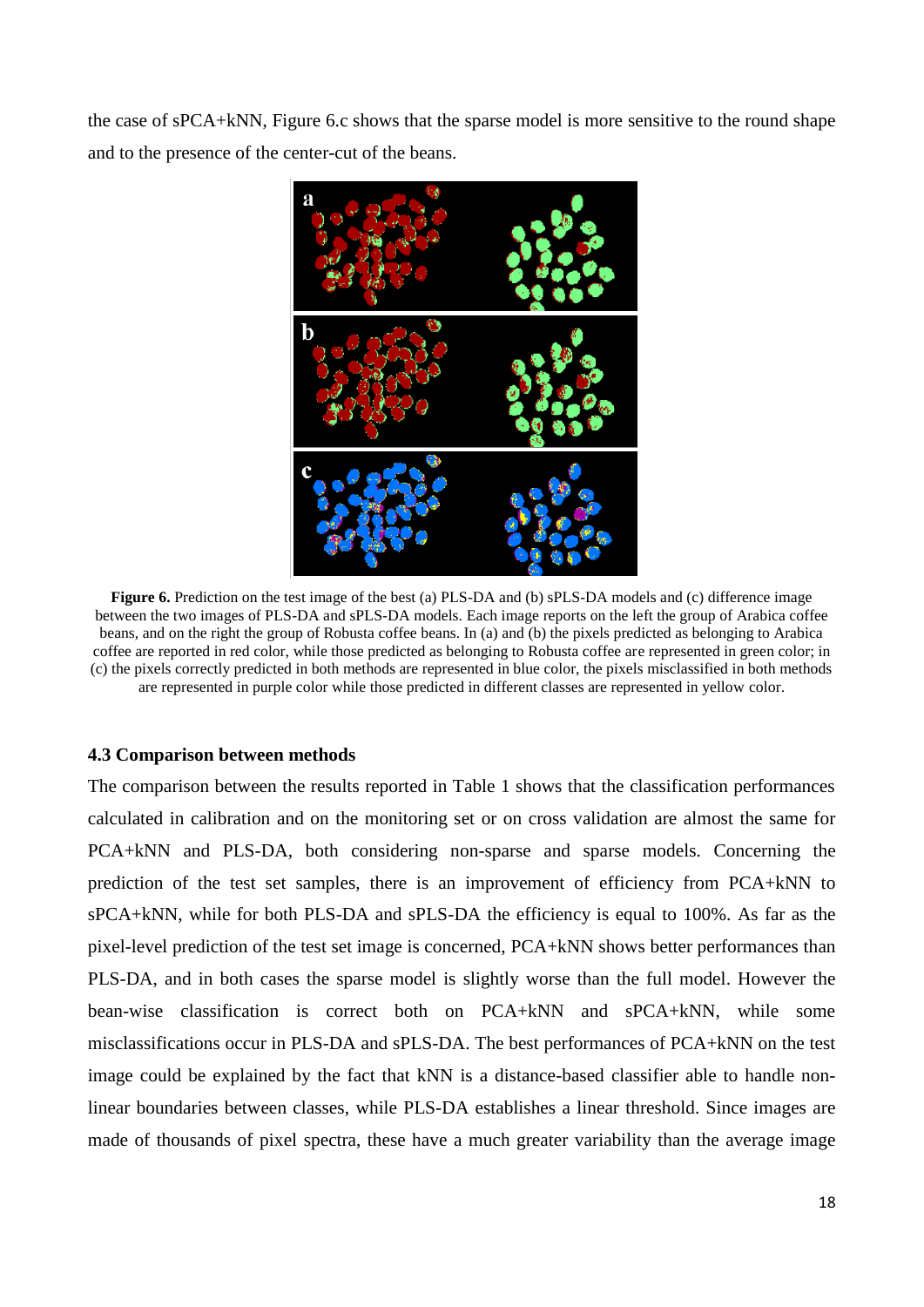the case of sPCA+kNN, Figure 6.c shows that the sparse model is more sensitive to the round shape and to the presence of the center-cut of the beans.

**Figure 6.** Prediction on the test image of the best (a) PLS-DA and (b) sPLS-DA models and (c) difference image between the two images of PLS-DA and sPLS-DA models. Each image reports on the left the group of Arabica coffee beans, and on the right the group of Robusta coffee beans. In (a) and (b) the pixels predicted as belonging to Arabica coffee are reported in red color, while those predicted as belonging to Robusta coffee are represented in green color; in (c) the pixels correctly predicted in both methods are represented in blue color, the pixels misclassified in both methods are represented in purple color while those predicted in different classes are represented in yellow color.

### 4.3 Comparison between methods

The comparison between the results reported in Table 1 shows that the classification performances calculated in calibration and on the monitoring set or on cross validation are almost the same for PCA+kNN and PLS-DA, both considering non-sparse and sparse models. Concerning the prediction of the test set samples, there is an improvement of efficiency from PCA+kNN to sPCA+kNN, while for both PLS-DA and sPLS-DA the efficiency is equal to 100%. As far as the pixel-level prediction of the test set image is concerned, PCA+kNN shows better performances than PLS-DA, and in both cases the sparse model is slightly worse than the full model. However the bean-wise classification is correct both on PCA+kNN and sPCA+kNN, while some misclassifications occur in PLS-DA and sPLS-DA. The best performances of PCA+kNN on the test image could be explained by the fact that kNN is a distance-based classifier able to handle non-linear boundaries between classes, while PLS-DA establishes a linear threshold. Since images are made of thousands of pixel spectra, these have a much greater variability than the average image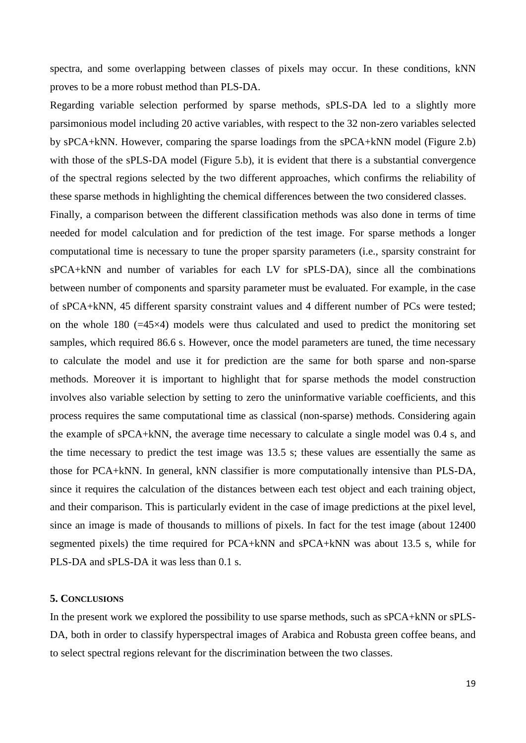spectra, and some overlapping between classes of pixels may occur. In these conditions, kNN proves to be a more robust method than PLS-DA.

Regarding variable selection performed by sparse methods, sPLS-DA led to a slightly more parsimonious model including 20 active variables, with respect to the 32 non-zero variables selected by sPCA+kNN. However, comparing the sparse loadings from the sPCA+kNN model (Figure 2.b) with those of the sPLS-DA model (Figure 5.b), it is evident that there is a substantial convergence of the spectral regions selected by the two different approaches, which confirms the reliability of these sparse methods in highlighting the chemical differences between the two considered classes.

Finally, a comparison between the different classification methods was also done in terms of time needed for model calculation and for prediction of the test image. For sparse methods a longer computational time is necessary to tune the proper sparsity parameters (i.e., sparsity constraint for sPCA+kNN and number of variables for each LV for sPLS-DA), since all the combinations between number of components and sparsity parameter must be evaluated. For example, in the case of sPCA+kNN, 45 different sparsity constraint values and 4 different number of PCs were tested; on the whole 180 (=45×4) models were thus calculated and used to predict the monitoring set samples, which required 86.6 s. However, once the model parameters are tuned, the time necessary to calculate the model and use it for prediction are the same for both sparse and non-sparse methods. Moreover it is important to highlight that for sparse methods the model construction involves also variable selection by setting to zero the uninformative variable coefficients, and this process requires the same computational time as classical (non-sparse) methods. Considering again the example of sPCA+kNN, the average time necessary to calculate a single model was 0.4 s, and the time necessary to predict the test image was 13.5 s; these values are essentially the same as those for PCA+kNN. In general, kNN classifier is more computationally intensive than PLS-DA, since it requires the calculation of the distances between each test object and each training object, and their comparison. This is particularly evident in the case of image predictions at the pixel level, since an image is made of thousands to millions of pixels. In fact for the test image (about 12400 segmented pixels) the time required for PCA+kNN and sPCA+kNN was about 13.5 s, while for PLS-DA and sPLS-DA it was less than 0.1 s.

## 5. Conclusions

In the present work we explored the possibility to use sparse methods, such as sPCA+kNN or sPLS-DA, both in order to classify hyperspectral images of Arabica and Robusta green coffee beans, and to select spectral regions relevant for the discrimination between the two classes.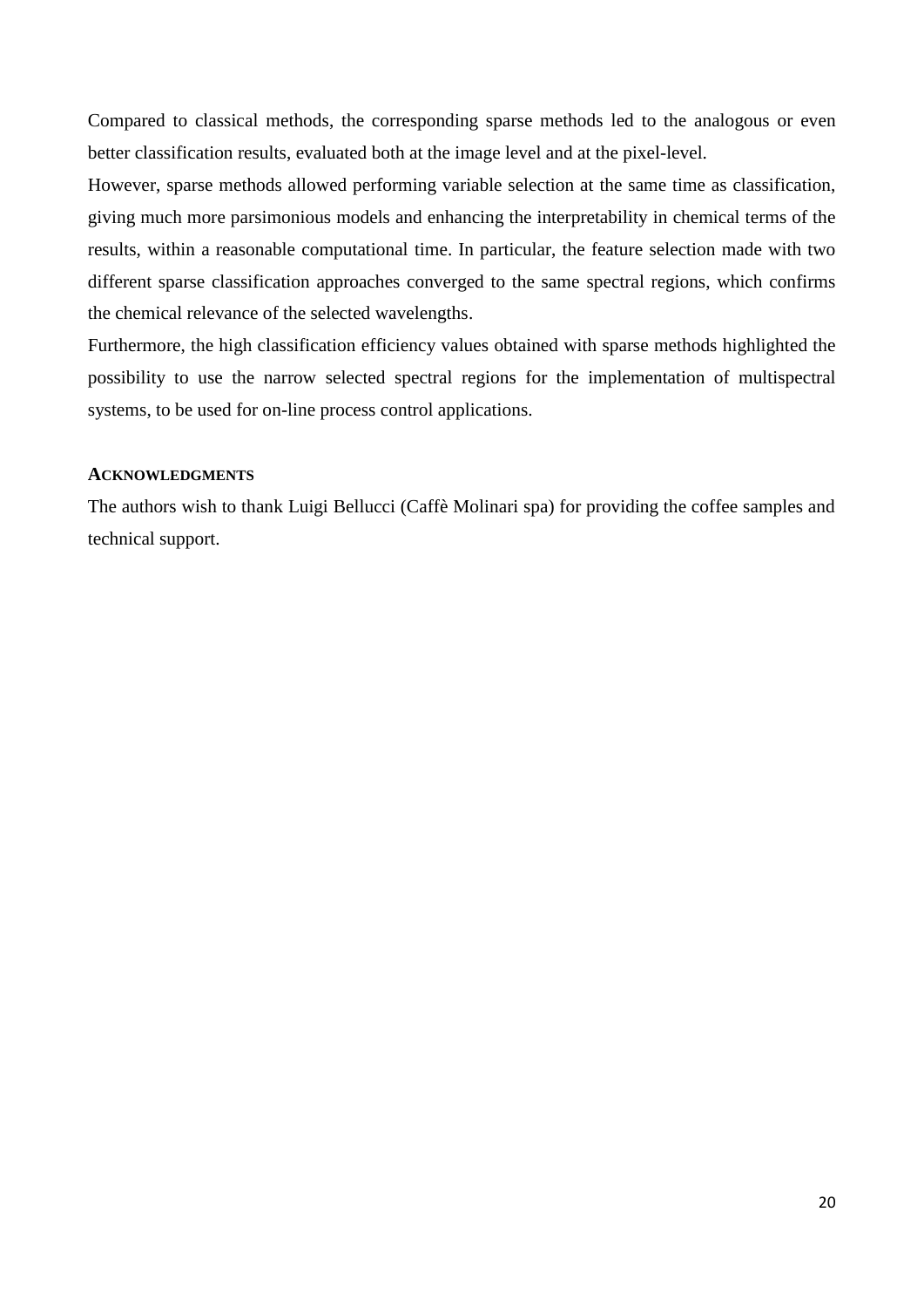Compared to classical methods, the corresponding sparse methods led to the analogous or even better classification results, evaluated both at the image level and at the pixel-level.

However, sparse methods allowed performing variable selection at the same time as classification, giving much more parsimonious models and enhancing the interpretability in chemical terms of the results, within a reasonable computational time. In particular, the feature selection made with two different sparse classification approaches converged to the same spectral regions, which confirms the chemical relevance of the selected wavelengths.

Furthermore, the high classification efficiency values obtained with sparse methods highlighted the possibility to use the narrow selected spectral regions for the implementation of multispectral systems, to be used for on-line process control applications.

## ACKNOWLEDGMENTS

The authors wish to thank Luigi Bellucci (Caffè Molinari spa) for providing the coffee samples and technical support.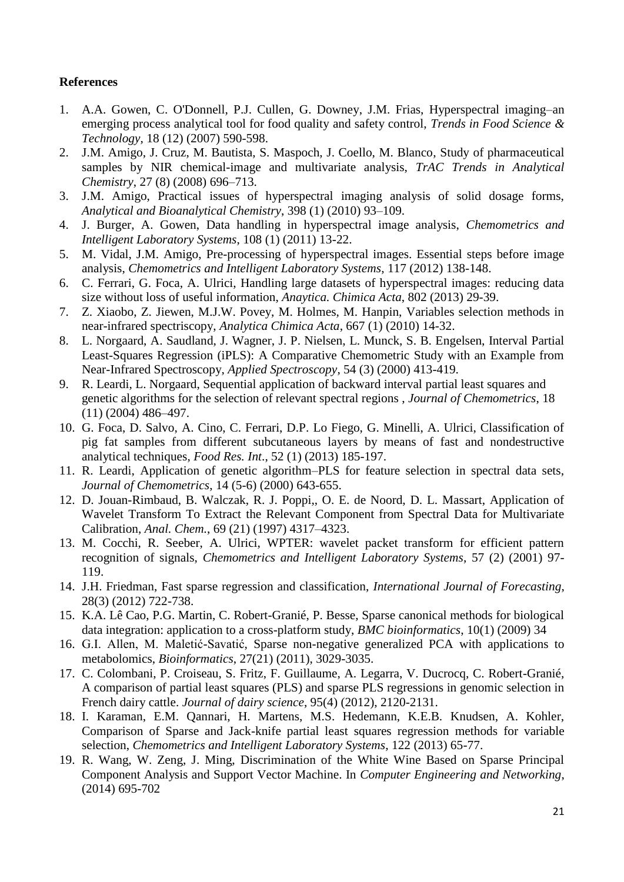**References**

1. A.A. Gowen, C. O'Donnell, P.J. Cullen, G. Downey, J.M. Frias, Hyperspectral imaging–an emerging process analytical tool for food quality and safety control, *Trends in Food Science & Technology*, 18 (12) (2007) 590-598.
2. J.M. Amigo, J. Cruz, M. Bautista, S. Maspoch, J. Coello, M. Blanco, Study of pharmaceutical samples by NIR chemical-image and multivariate analysis, *TrAC Trends in Analytical Chemistry*, 27 (8) (2008) 696–713.
3. J.M. Amigo, Practical issues of hyperspectral imaging analysis of solid dosage forms, *Analytical and Bioanalytical Chemistry*, 398 (1) (2010) 93–109.
4. J. Burger, A. Gowen, Data handling in hyperspectral image analysis, *Chemometrics and Intelligent Laboratory Systems*, 108 (1) (2011) 13-22.
5. M. Vidal, J.M. Amigo, Pre-processing of hyperspectral images. Essential steps before image analysis, *Chemometrics and Intelligent Laboratory Systems*, 117 (2012) 138-148.
6. C. Ferrari, G. Foca, A. Ulrici, Handling large datasets of hyperspectral images: reducing data size without loss of useful information, *Anaytica. Chimica Acta*, 802 (2013) 29-39.
7. Z. Xiaobo, Z. Jiewen, M.J.W. Povey, M. Holmes, M. Hanpin, Variables selection methods in near-infrared spectriscopy, *Analytica Chimica Acta*, 667 (1) (2010) 14-32.
8. L. Norgaard, A. Saudland, J. Wagner, J. P. Nielsen, L. Munck, S. B. Engelsen, Interval Partial Least-Squares Regression (iPLS): A Comparative Chemometric Study with an Example from Near-Infrared Spectroscopy, *Applied Spectroscopy*, 54 (3) (2000) 413-419.
9. R. Leardi, L. Norgaard, Sequential application of backward interval partial least squares and genetic algorithms for the selection of relevant spectral regions , *Journal of Chemometrics*, 18 (11) (2004) 486–497.
10. G. Foca, D. Salvo, A. Cino, C. Ferrari, D.P. Lo Fiego, G. Minelli, A. Ulrici, Classification of pig fat samples from different subcutaneous layers by means of fast and nondestructive analytical techniques, *Food Res. Int*., 52 (1) (2013) 185-197.
11. R. Leardi, Application of genetic algorithm–PLS for feature selection in spectral data sets, *Journal of Chemometrics*, 14 (5-6) (2000) 643-655.
12. D. Jouan-Rimbaud, B. Walczak, R. J. Poppi,, O. E. de Noord, D. L. Massart, Application of Wavelet Transform To Extract the Relevant Component from Spectral Data for Multivariate Calibration, *Anal. Chem.*, 69 (21) (1997) 4317–4323.
13. M. Cocchi, R. Seeber, A. Ulrici, WPTER: wavelet packet transform for efficient pattern recognition of signals, *Chemometrics and Intelligent Laboratory Systems*, 57 (2) (2001) 97-119.
14. J.H. Friedman, Fast sparse regression and classification, *International Journal of Forecasting*, 28(3) (2012) 722-738.
15. K.A. Lê Cao, P.G. Martin, C. Robert-Granié, P. Besse, Sparse canonical methods for biological data integration: application to a cross-platform study, *BMC bioinformatics*, 10(1) (2009) 34
16. G.I. Allen, M. Maletić-Savatić, Sparse non-negative generalized PCA with applications to metabolomics, *Bioinformatics*, 27(21) (2011), 3029-3035.
17. C. Colombani, P. Croiseau, S. Fritz, F. Guillaume, A. Legarra, V. Ducrocq, C. Robert-Granié, A comparison of partial least squares (PLS) and sparse PLS regressions in genomic selection in French dairy cattle. *Journal of dairy science*, 95(4) (2012), 2120-2131.
18. I. Karaman, E.M. Qannari, H. Martens, M.S. Hedemann, K.E.B. Knudsen, A. Kohler, Comparison of Sparse and Jack-knife partial least squares regression methods for variable selection, *Chemometrics and Intelligent Laboratory Systems*, 122 (2013) 65-77.
19. R. Wang, W. Zeng, J. Ming, Discrimination of the White Wine Based on Sparse Principal Component Analysis and Support Vector Machine. In *Computer Engineering and Networking*, (2014) 695-702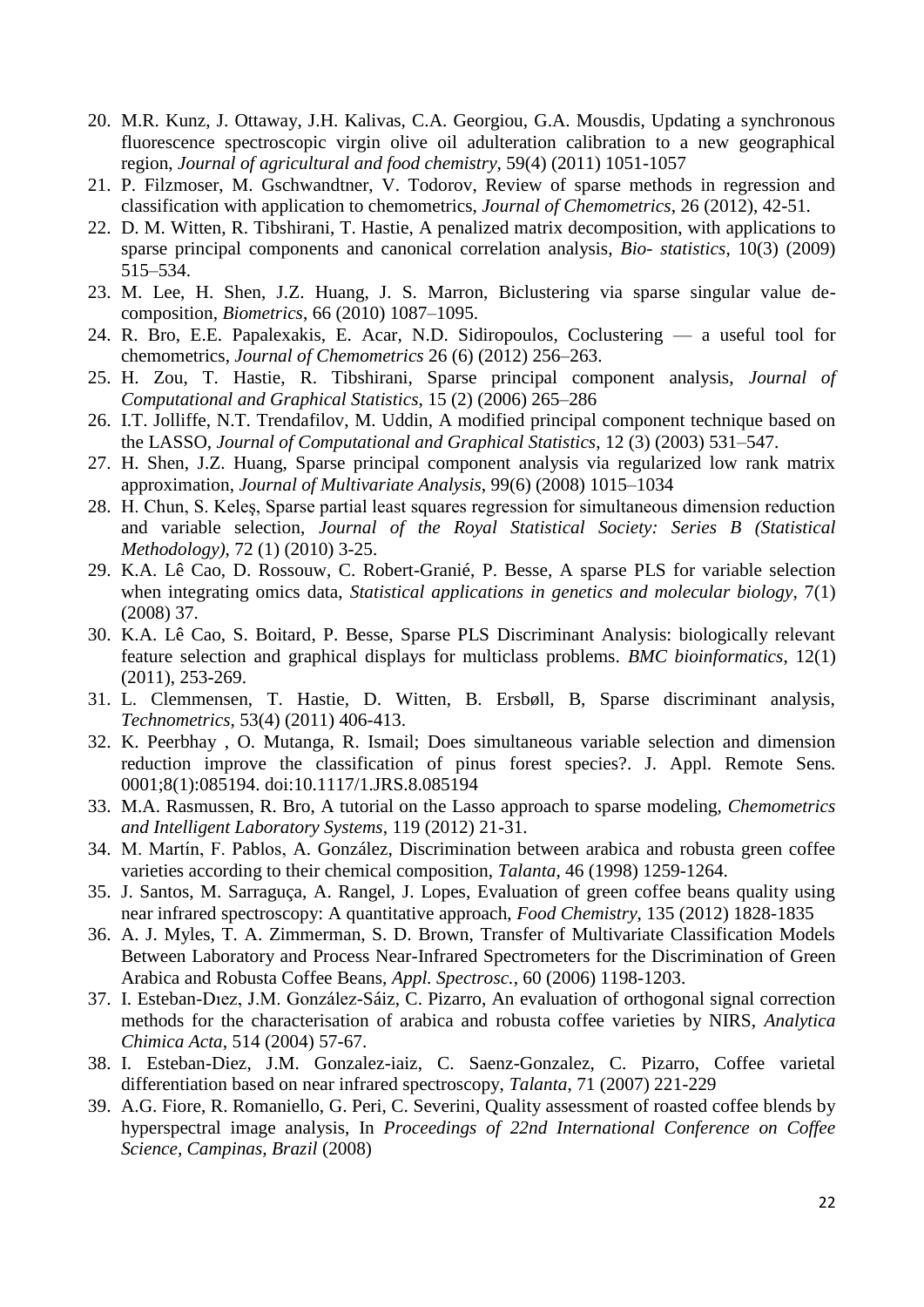20. M.R. Kunz, J. Ottaway, J.H. Kalivas, C.A. Georgiou, G.A. Mousdis, Updating a synchronous fluorescence spectroscopic virgin olive oil adulteration calibration to a new geographical region, *Journal of agricultural and food chemistry*, 59(4) (2011) 1051-1057
21. P. Filzmoser, M. Gschwandtner, V. Todorov, Review of sparse methods in regression and classification with application to chemometrics, *Journal of Chemometrics*, 26 (2012), 42-51.
22. D. M. Witten, R. Tibshirani, T. Hastie, A penalized matrix decomposition, with applications to sparse principal components and canonical correlation analysis, *Bio- statistics*, 10(3) (2009) 515–534.
23. M. Lee, H. Shen, J.Z. Huang, J. S. Marron, Biclustering via sparse singular value de-composition, *Biometrics*, 66 (2010) 1087–1095.
24. R. Bro, E.E. Papalexakis, E. Acar, N.D. Sidiropoulos, Coclustering — a useful tool for chemometrics, *Journal of Chemometrics* 26 (6) (2012) 256–263.
25. H. Zou, T. Hastie, R. Tibshirani, Sparse principal component analysis, *Journal of Computational and Graphical Statistics*, 15 (2) (2006) 265–286
26. I.T. Jolliffe, N.T. Trendafilov, M. Uddin, A modified principal component technique based on the LASSO, *Journal of Computational and Graphical Statistics*, 12 (3) (2003) 531–547.
27. H. Shen, J.Z. Huang, Sparse principal component analysis via regularized low rank matrix approximation, *Journal of Multivariate Analysis*, 99(6) (2008) 1015–1034
28. H. Chun, S. Keleş, Sparse partial least squares regression for simultaneous dimension reduction and variable selection, *Journal of the Royal Statistical Society: Series B (Statistical Methodology)*, 72 (1) (2010) 3-25.
29. K.A. Lê Cao, D. Rossouw, C. Robert-Granié, P. Besse, A sparse PLS for variable selection when integrating omics data, *Statistical applications in genetics and molecular biology*, 7(1) (2008) 37.
30. K.A. Lê Cao, S. Boitard, P. Besse, Sparse PLS Discriminant Analysis: biologically relevant feature selection and graphical displays for multiclass problems. *BMC bioinformatics*, 12(1) (2011), 253-269.
31. L. Clemmensen, T. Hastie, D. Witten, B. Ersbøll, B, Sparse discriminant analysis, *Technometrics*, 53(4) (2011) 406-413.
32. K. Peerbhay , O. Mutanga, R. Ismail; Does simultaneous variable selection and dimension reduction improve the classification of pinus forest species?. J. Appl. Remote Sens. 0001;8(1):085194. doi:10.1117/1.JRS.8.085194
33. M.A. Rasmussen, R. Bro, A tutorial on the Lasso approach to sparse modeling, *Chemometrics and Intelligent Laboratory Systems*, 119 (2012) 21-31.
34. M. Martín, F. Pablos, A. González, Discrimination between arabica and robusta green coffee varieties according to their chemical composition, *Talanta*, 46 (1998) 1259-1264.
35. J. Santos, M. Sarraguça, A. Rangel, J. Lopes, Evaluation of green coffee beans quality using near infrared spectroscopy: A quantitative approach, *Food Chemistry*, 135 (2012) 1828-1835
36. A. J. Myles, T. A. Zimmerman, S. D. Brown, Transfer of Multivariate Classification Models Between Laboratory and Process Near-Infrared Spectrometers for the Discrimination of Green Arabica and Robusta Coffee Beans, *Appl. Spectrosc.*, 60 (2006) 1198-1203.
37. I. Esteban-Dıez, J.M. González-Sáiz, C. Pizarro, An evaluation of orthogonal signal correction methods for the characterisation of arabica and robusta coffee varieties by NIRS, *Analytica Chimica Acta*, 514 (2004) 57-67.
38. I. Esteban-Diez, J.M. Gonzalez-iaiz, C. Saenz-Gonzalez, C. Pizarro, Coffee varietal differentiation based on near infrared spectroscopy, *Talanta*, 71 (2007) 221-229
39. A.G. Fiore, R. Romaniello, G. Peri, C. Severini, Quality assessment of roasted coffee blends by hyperspectral image analysis, In *Proceedings of 22nd International Conference on Coffee Science, Campinas, Brazil* (2008)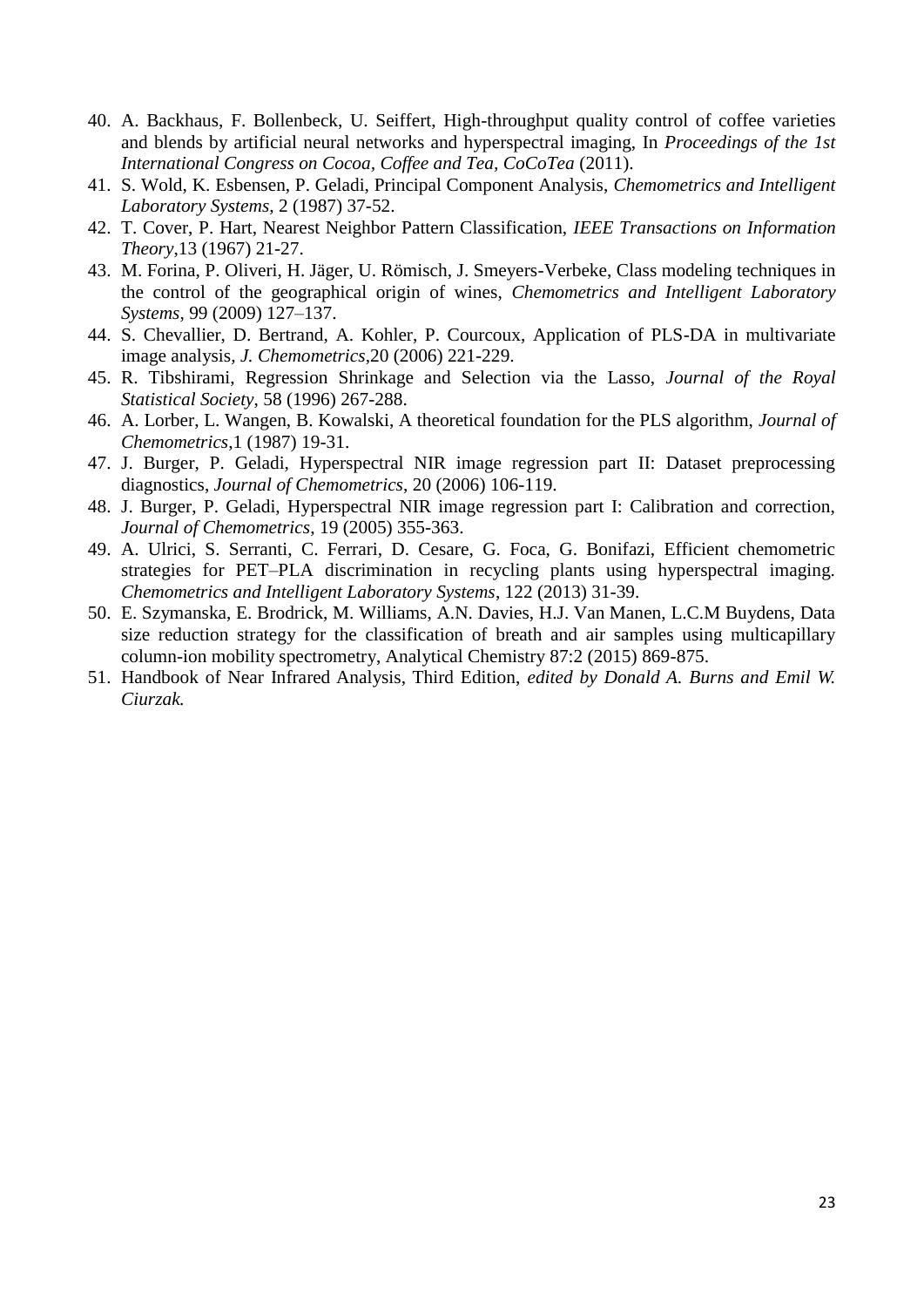40. A. Backhaus, F. Bollenbeck, U. Seiffert, High-throughput quality control of coffee varieties and blends by artificial neural networks and hyperspectral imaging, In *Proceedings of the 1st International Congress on Cocoa, Coffee and Tea, CoCoTea* (2011).
41. S. Wold, K. Esbensen, P. Geladi, Principal Component Analysis, *Chemometrics and Intelligent Laboratory Systems*, 2 (1987) 37-52.
42. T. Cover, P. Hart, Nearest Neighbor Pattern Classification, *IEEE Transactions on Information Theory*,13 (1967) 21-27.
43. M. Forina, P. Oliveri, H. Jäger, U. Römisch, J. Smeyers-Verbeke, Class modeling techniques in the control of the geographical origin of wines, *Chemometrics and Intelligent Laboratory Systems*, 99 (2009) 127–137.
44. S. Chevallier, D. Bertrand, A. Kohler, P. Courcoux, Application of PLS-DA in multivariate image analysis, *J. Chemometrics*,20 (2006) 221-229.
45. R. Tibshirami, Regression Shrinkage and Selection via the Lasso, *Journal of the Royal Statistical Society*, 58 (1996) 267-288.
46. A. Lorber, L. Wangen, B. Kowalski, A theoretical foundation for the PLS algorithm, *Journal of Chemometrics*,1 (1987) 19-31.
47. J. Burger, P. Geladi, Hyperspectral NIR image regression part II: Dataset preprocessing diagnostics, *Journal of Chemometrics*, 20 (2006) 106-119.
48. J. Burger, P. Geladi, Hyperspectral NIR image regression part I: Calibration and correction, *Journal of Chemometrics*, 19 (2005) 355-363.
49. A. Ulrici, S. Serranti, C. Ferrari, D. Cesare, G. Foca, G. Bonifazi, Efficient chemometric strategies for PET–PLA discrimination in recycling plants using hyperspectral imaging. *Chemometrics and Intelligent Laboratory Systems*, 122 (2013) 31-39.
50. E. Szymanska, E. Brodrick, M. Williams, A.N. Davies, H.J. Van Manen, L.C.M Buydens, Data size reduction strategy for the classification of breath and air samples using multicapillary column-ion mobility spectrometry, Analytical Chemistry 87:2 (2015) 869-875.
51. Handbook of Near Infrared Analysis, Third Edition, *edited by Donald A. Burns and Emil W. Ciurzak.*